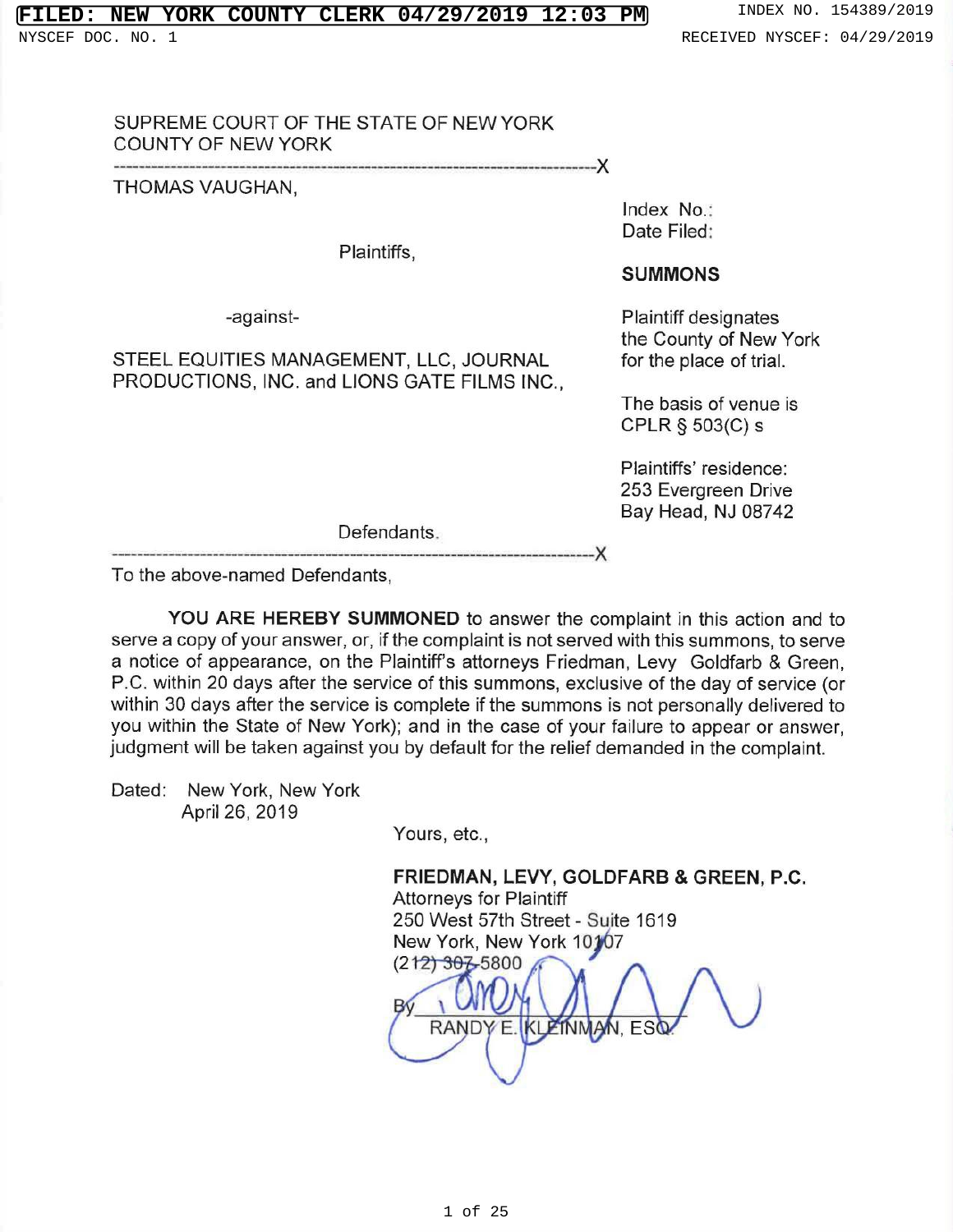FILED: NEW YORK COUNTY CLERK 04/29/2019 12:03 PM

NYSCEF DOC. NO. 1

INDEX NO. 154389/2019

RECEIVED NYSCEF: 04/29/2019

SUPREME COURT OF THE STATE OF NEW YORK
COUNTY OF NEW YORK

----------------------------------------------------------------------------X

THOMAS VAUGHAN,

Plaintiffs,

-against-

STEEL EQUITIES MANAGEMENT, LLC, JOURNAL PRODUCTIONS, INC. and LIONS GATE FILMS INC.,

Defendants.

----------------------------------------------------------------------------X

Index No.:
Date Filed:

**SUMMONS**

Plaintiff designates the County of New York for the place of trial.

The basis of venue is CPLR § 503(C) s

Plaintiffs' residence:
253 Evergreen Drive
Bay Head, NJ 08742

To the above-named Defendants,

**YOU ARE HEREBY SUMMONED** to answer the complaint in this action and to serve a copy of your answer, or, if the complaint is not served with this summons, to serve a notice of appearance, on the Plaintiff's attorneys Friedman, Levy Goldfarb & Green, P.C. within 20 days after the service of this summons, exclusive of the day of service (or within 30 days after the service is complete if the summons is not personally delivered to you within the State of New York); and in the case of your failure to appear or answer, judgment will be taken against you by default for the relief demanded in the complaint.

Dated: New York, New York
April 26, 2019

Yours, etc.,

**FRIEDMAN, LEVY, GOLDFARB & GREEN, P.C.**
Attorneys for Plaintiff
250 West 57th Street - Suite 1619
New York, New York 10107
(212) 307-5800

By ______________________
RANDY E. KLEINMAN, ESQ.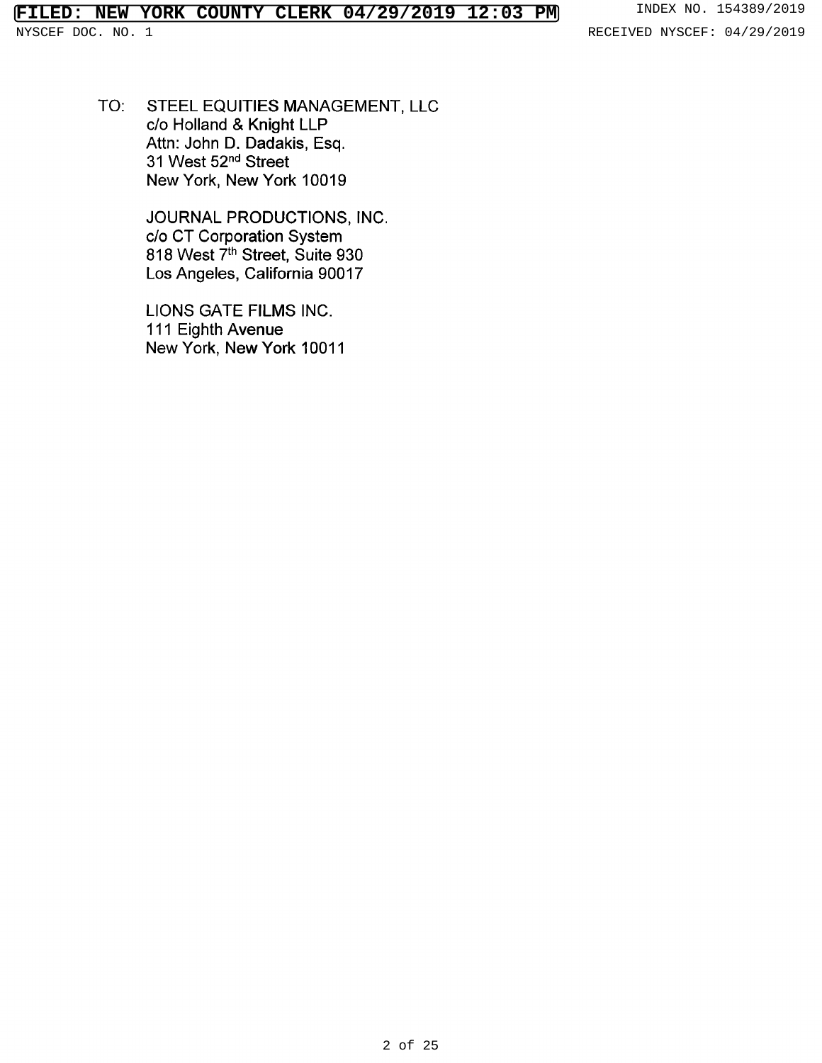TO: STEEL EQUITIES MANAGEMENT, LLC
c/o Holland & Knight LLP
Attn: John D. Dadakis, Esq.
31 West 52nd Street
New York, New York 10019

JOURNAL PRODUCTIONS, INC.
c/o CT Corporation System
818 West 7th Street, Suite 930
Los Angeles, California 90017

LIONS GATE FILMS INC.
111 Eighth Avenue
New York, New York 10011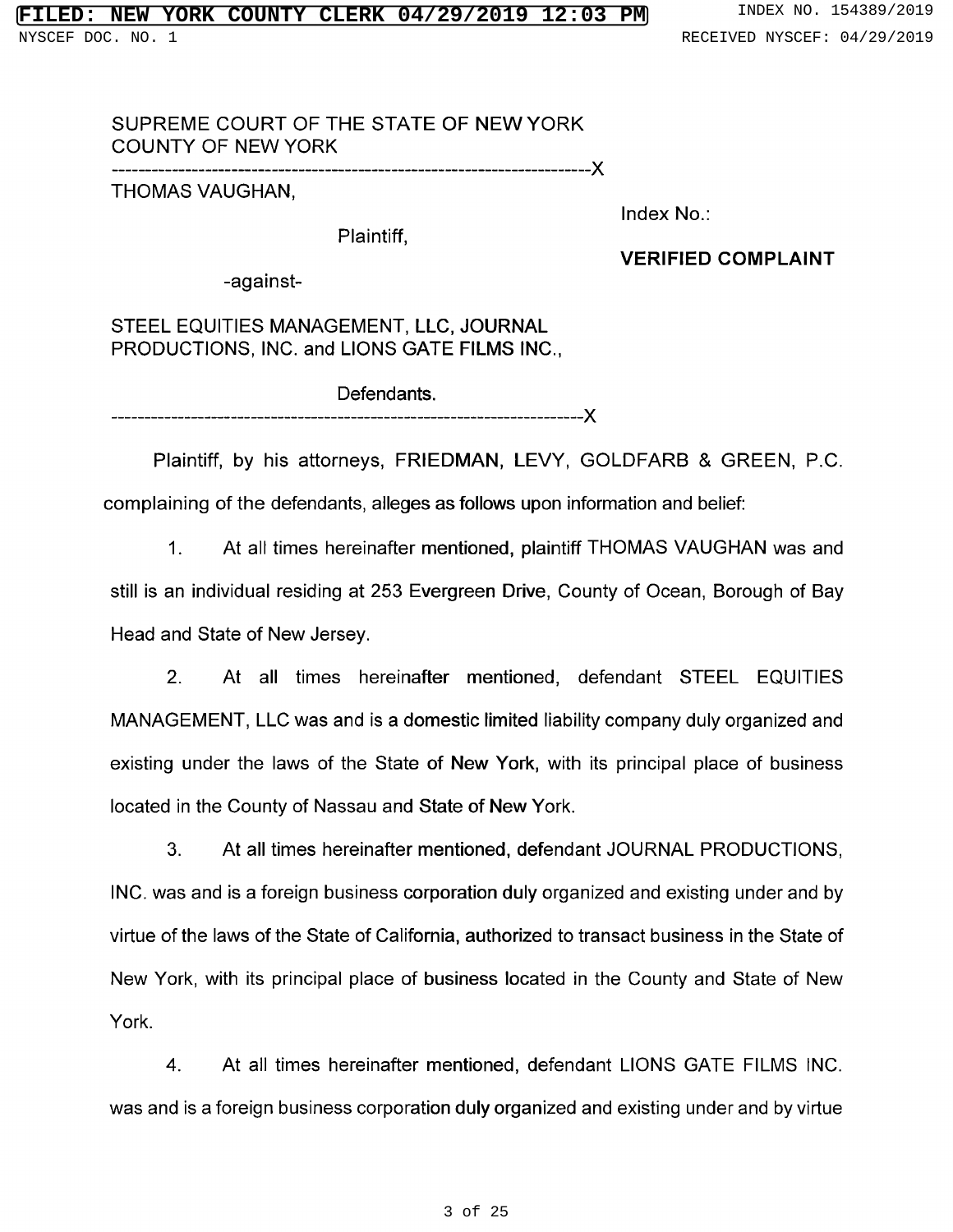SUPREME COURT OF THE STATE OF NEW YORK
COUNTY OF NEW YORK

---

THOMAS VAUGHAN,

Plaintiff,

-against-

STEEL EQUITIES MANAGEMENT, LLC, JOURNAL PRODUCTIONS, INC. and LIONS GATE FILMS INC.,

Defendants.

---

Index No.:

**VERIFIED COMPLAINT**

Plaintiff, by his attorneys, FRIEDMAN, LEVY, GOLDFARB & GREEN, P.C. complaining of the defendants, alleges as follows upon information and belief:

1. At all times hereinafter mentioned, plaintiff THOMAS VAUGHAN was and still is an individual residing at 253 Evergreen Drive, County of Ocean, Borough of Bay Head and State of New Jersey.

2. At all times hereinafter mentioned, defendant STEEL EQUITIES MANAGEMENT, LLC was and is a domestic limited liability company duly organized and existing under the laws of the State of New York, with its principal place of business located in the County of Nassau and State of New York.

3. At all times hereinafter mentioned, defendant JOURNAL PRODUCTIONS, INC. was and is a foreign business corporation duly organized and existing under and by virtue of the laws of the State of California, authorized to transact business in the State of New York, with its principal place of business located in the County and State of New York.

4. At all times hereinafter mentioned, defendant LIONS GATE FILMS INC. was and is a foreign business corporation duly organized and existing under and by virtue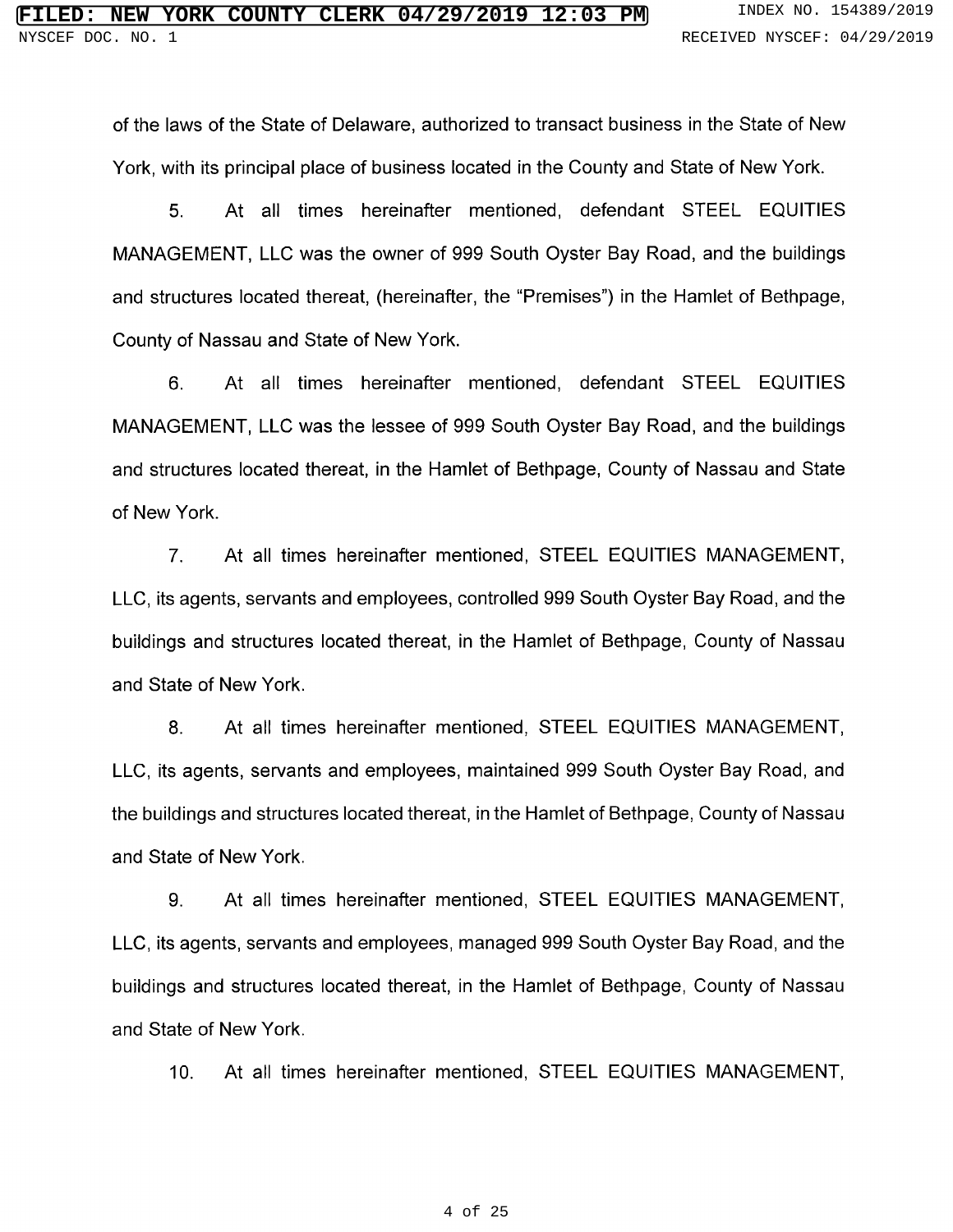of the laws of the State of Delaware, authorized to transact business in the State of New York, with its principal place of business located in the County and State of New York.

5. At all times hereinafter mentioned, defendant STEEL EQUITIES MANAGEMENT, LLC was the owner of 999 South Oyster Bay Road, and the buildings and structures located thereat, (hereinafter, the "Premises") in the Hamlet of Bethpage, County of Nassau and State of New York.

6. At all times hereinafter mentioned, defendant STEEL EQUITIES MANAGEMENT, LLC was the lessee of 999 South Oyster Bay Road, and the buildings and structures located thereat, in the Hamlet of Bethpage, County of Nassau and State of New York.

7. At all times hereinafter mentioned, STEEL EQUITIES MANAGEMENT, LLC, its agents, servants and employees, controlled 999 South Oyster Bay Road, and the buildings and structures located thereat, in the Hamlet of Bethpage, County of Nassau and State of New York.

8. At all times hereinafter mentioned, STEEL EQUITIES MANAGEMENT, LLC, its agents, servants and employees, maintained 999 South Oyster Bay Road, and the buildings and structures located thereat, in the Hamlet of Bethpage, County of Nassau and State of New York.

9. At all times hereinafter mentioned, STEEL EQUITIES MANAGEMENT, LLC, its agents, servants and employees, managed 999 South Oyster Bay Road, and the buildings and structures located thereat, in the Hamlet of Bethpage, County of Nassau and State of New York.

10. At all times hereinafter mentioned, STEEL EQUITIES MANAGEMENT,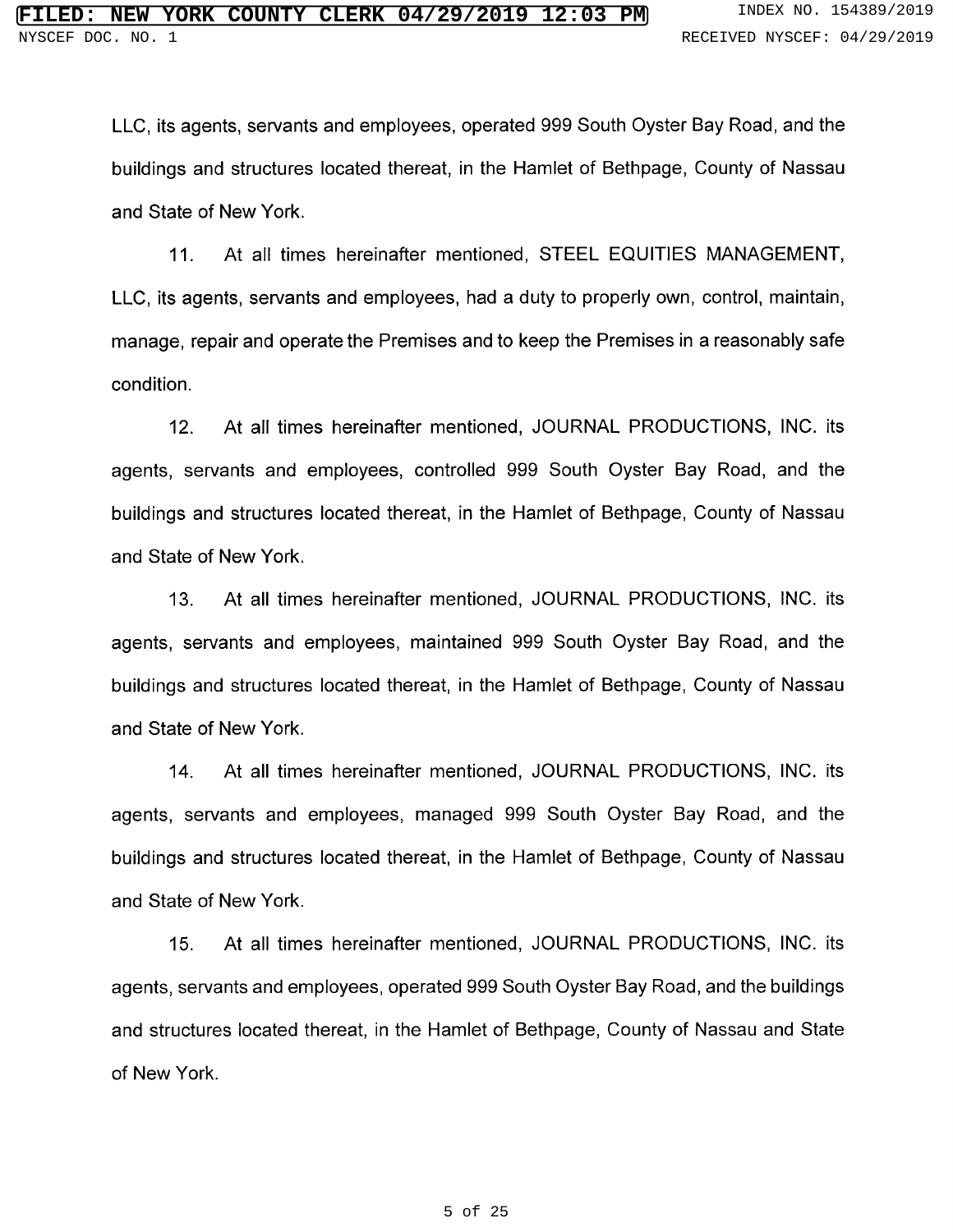LLC, its agents, servants and employees, operated 999 South Oyster Bay Road, and the buildings and structures located thereat, in the Hamlet of Bethpage, County of Nassau and State of New York.

11. At all times hereinafter mentioned, STEEL EQUITIES MANAGEMENT, LLC, its agents, servants and employees, had a duty to properly own, control, maintain, manage, repair and operate the Premises and to keep the Premises in a reasonably safe condition.

12. At all times hereinafter mentioned, JOURNAL PRODUCTIONS, INC. its agents, servants and employees, controlled 999 South Oyster Bay Road, and the buildings and structures located thereat, in the Hamlet of Bethpage, County of Nassau and State of New York.

13. At all times hereinafter mentioned, JOURNAL PRODUCTIONS, INC. its agents, servants and employees, maintained 999 South Oyster Bay Road, and the buildings and structures located thereat, in the Hamlet of Bethpage, County of Nassau and State of New York.

14. At all times hereinafter mentioned, JOURNAL PRODUCTIONS, INC. its agents, servants and employees, managed 999 South Oyster Bay Road, and the buildings and structures located thereat, in the Hamlet of Bethpage, County of Nassau and State of New York.

15. At all times hereinafter mentioned, JOURNAL PRODUCTIONS, INC. its agents, servants and employees, operated 999 South Oyster Bay Road, and the buildings and structures located thereat, in the Hamlet of Bethpage, County of Nassau and State of New York.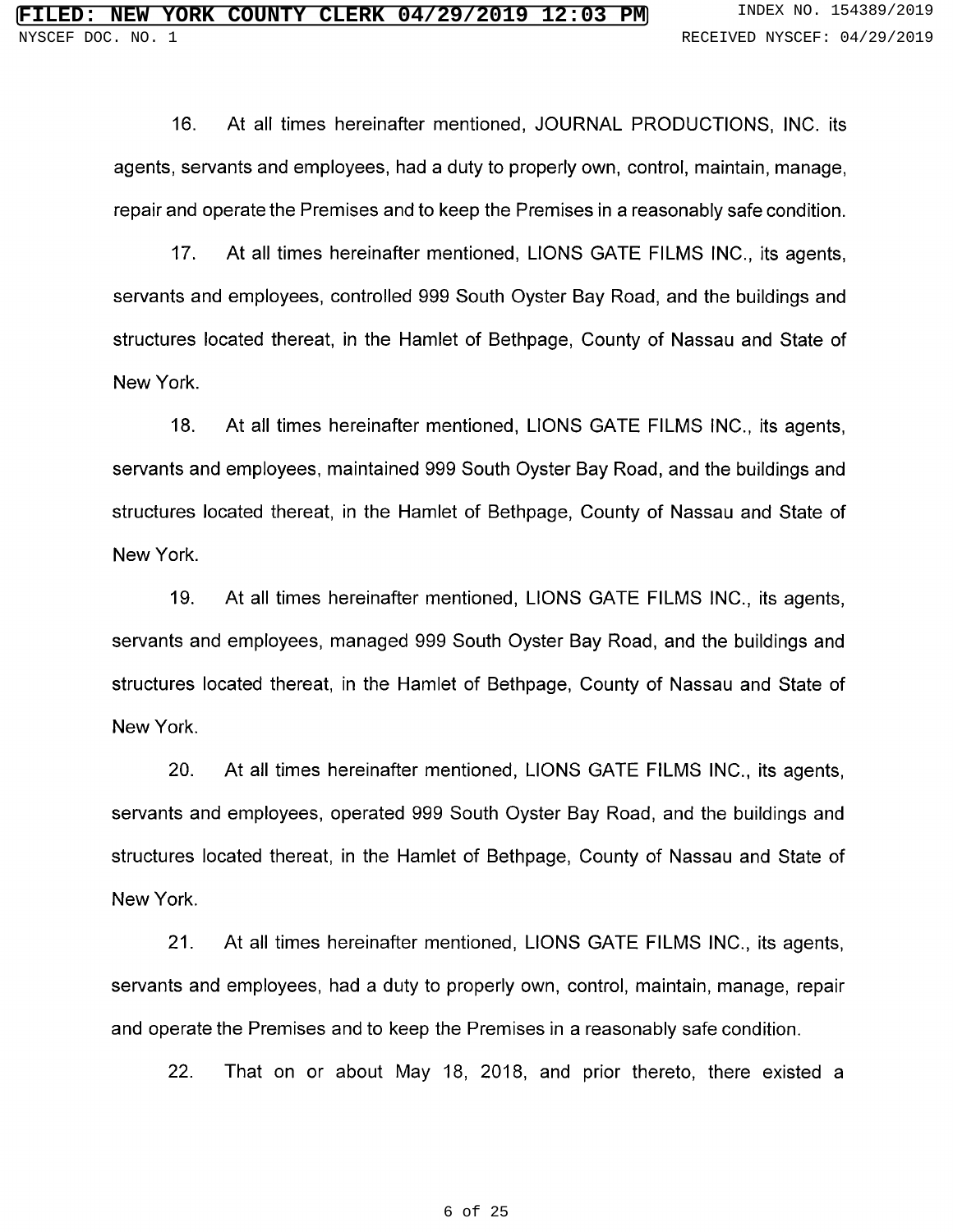16. At all times hereinafter mentioned, JOURNAL PRODUCTIONS, INC. its agents, servants and employees, had a duty to properly own, control, maintain, manage, repair and operate the Premises and to keep the Premises in a reasonably safe condition.

17. At all times hereinafter mentioned, LIONS GATE FILMS INC., its agents, servants and employees, controlled 999 South Oyster Bay Road, and the buildings and structures located thereat, in the Hamlet of Bethpage, County of Nassau and State of New York.

18. At all times hereinafter mentioned, LIONS GATE FILMS INC., its agents, servants and employees, maintained 999 South Oyster Bay Road, and the buildings and structures located thereat, in the Hamlet of Bethpage, County of Nassau and State of New York.

19. At all times hereinafter mentioned, LIONS GATE FILMS INC., its agents, servants and employees, managed 999 South Oyster Bay Road, and the buildings and structures located thereat, in the Hamlet of Bethpage, County of Nassau and State of New York.

20. At all times hereinafter mentioned, LIONS GATE FILMS INC., its agents, servants and employees, operated 999 South Oyster Bay Road, and the buildings and structures located thereat, in the Hamlet of Bethpage, County of Nassau and State of New York.

21. At all times hereinafter mentioned, LIONS GATE FILMS INC., its agents, servants and employees, had a duty to properly own, control, maintain, manage, repair and operate the Premises and to keep the Premises in a reasonably safe condition.

22. That on or about May 18, 2018, and prior thereto, there existed a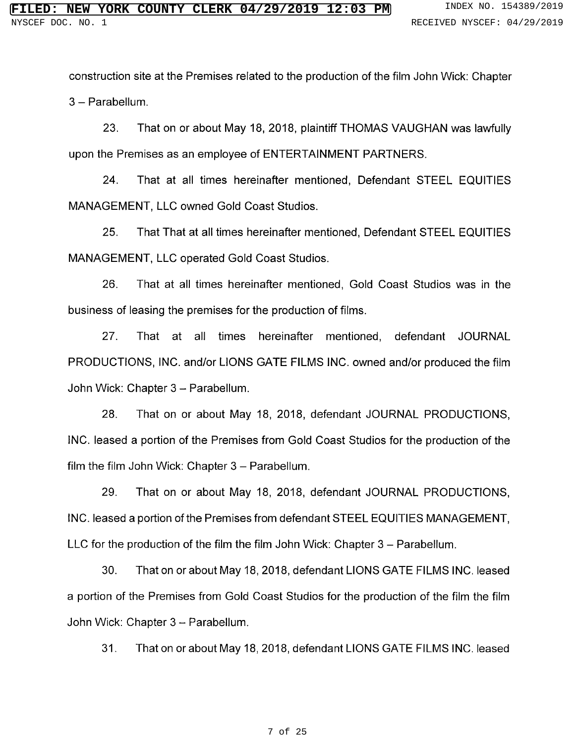construction site at the Premises related to the production of the film John Wick: Chapter 3 – Parabellum.

23. That on or about May 18, 2018, plaintiff THOMAS VAUGHAN was lawfully upon the Premises as an employee of ENTERTAINMENT PARTNERS.

24. That at all times hereinafter mentioned, Defendant STEEL EQUITIES MANAGEMENT, LLC owned Gold Coast Studios.

25. That That at all times hereinafter mentioned, Defendant STEEL EQUITIES MANAGEMENT, LLC operated Gold Coast Studios.

26. That at all times hereinafter mentioned, Gold Coast Studios was in the business of leasing the premises for the production of films.

27. That at all times hereinafter mentioned, defendant JOURNAL PRODUCTIONS, INC. and/or LIONS GATE FILMS INC. owned and/or produced the film John Wick: Chapter 3 – Parabellum.

28. That on or about May 18, 2018, defendant JOURNAL PRODUCTIONS, INC. leased a portion of the Premises from Gold Coast Studios for the production of the film the film John Wick: Chapter 3 – Parabellum.

29. That on or about May 18, 2018, defendant JOURNAL PRODUCTIONS, INC. leased a portion of the Premises from defendant STEEL EQUITIES MANAGEMENT, LLC for the production of the film the film John Wick: Chapter 3 – Parabellum.

30. That on or about May 18, 2018, defendant LIONS GATE FILMS INC. leased a portion of the Premises from Gold Coast Studios for the production of the film the film John Wick: Chapter 3 – Parabellum.

31. That on or about May 18, 2018, defendant LIONS GATE FILMS INC. leased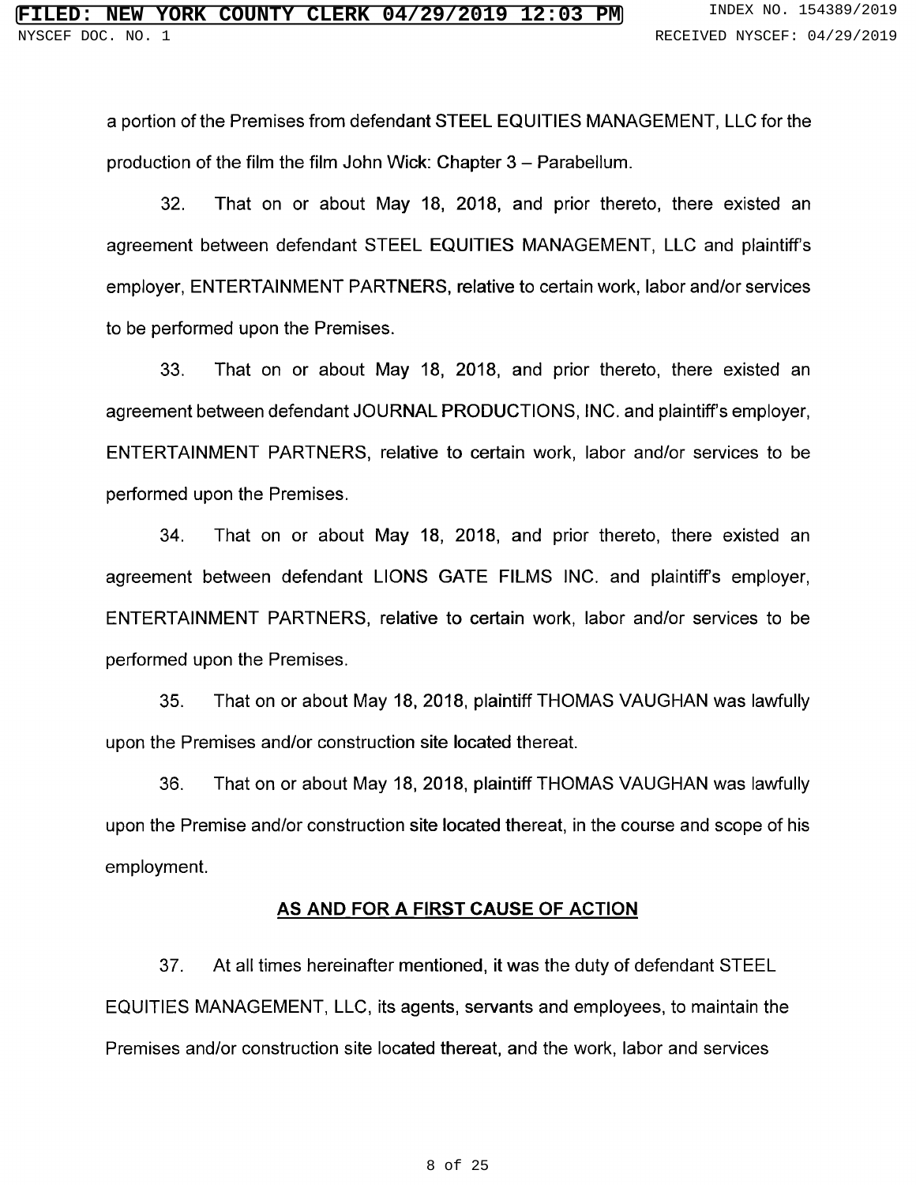a portion of the Premises from defendant STEEL EQUITIES MANAGEMENT, LLC for the production of the film the film John Wick: Chapter 3 – Parabellum.

32. That on or about May 18, 2018, and prior thereto, there existed an agreement between defendant STEEL EQUITIES MANAGEMENT, LLC and plaintiff's employer, ENTERTAINMENT PARTNERS, relative to certain work, labor and/or services to be performed upon the Premises.

33. That on or about May 18, 2018, and prior thereto, there existed an agreement between defendant JOURNAL PRODUCTIONS, INC. and plaintiff's employer, ENTERTAINMENT PARTNERS, relative to certain work, labor and/or services to be performed upon the Premises.

34. That on or about May 18, 2018, and prior thereto, there existed an agreement between defendant LIONS GATE FILMS INC. and plaintiff's employer, ENTERTAINMENT PARTNERS, relative to certain work, labor and/or services to be performed upon the Premises.

35. That on or about May 18, 2018, plaintiff THOMAS VAUGHAN was lawfully upon the Premises and/or construction site located thereat.

36. That on or about May 18, 2018, plaintiff THOMAS VAUGHAN was lawfully upon the Premise and/or construction site located thereat, in the course and scope of his employment.

## AS AND FOR A FIRST CAUSE OF ACTION

37. At all times hereinafter mentioned, it was the duty of defendant STEEL EQUITIES MANAGEMENT, LLC, its agents, servants and employees, to maintain the Premises and/or construction site located thereat, and the work, labor and services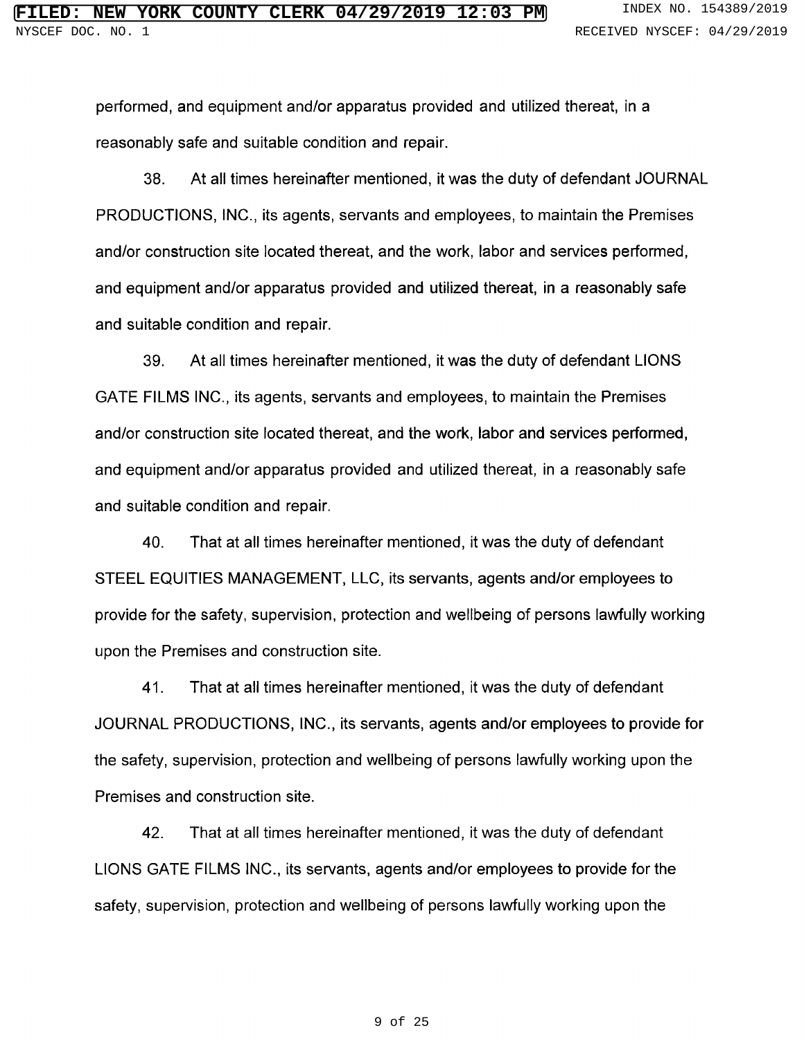performed, and equipment and/or apparatus provided and utilized thereat, in a reasonably safe and suitable condition and repair.

38. At all times hereinafter mentioned, it was the duty of defendant JOURNAL PRODUCTIONS, INC., its agents, servants and employees, to maintain the Premises and/or construction site located thereat, and the work, labor and services performed, and equipment and/or apparatus provided and utilized thereat, in a reasonably safe and suitable condition and repair.

39. At all times hereinafter mentioned, it was the duty of defendant LIONS GATE FILMS INC., its agents, servants and employees, to maintain the Premises and/or construction site located thereat, and the work, labor and services performed, and equipment and/or apparatus provided and utilized thereat, in a reasonably safe and suitable condition and repair.

40. That at all times hereinafter mentioned, it was the duty of defendant STEEL EQUITIES MANAGEMENT, LLC, its servants, agents and/or employees to provide for the safety, supervision, protection and wellbeing of persons lawfully working upon the Premises and construction site.

41. That at all times hereinafter mentioned, it was the duty of defendant JOURNAL PRODUCTIONS, INC., its servants, agents and/or employees to provide for the safety, supervision, protection and wellbeing of persons lawfully working upon the Premises and construction site.

42. That at all times hereinafter mentioned, it was the duty of defendant LIONS GATE FILMS INC., its servants, agents and/or employees to provide for the safety, supervision, protection and wellbeing of persons lawfully working upon the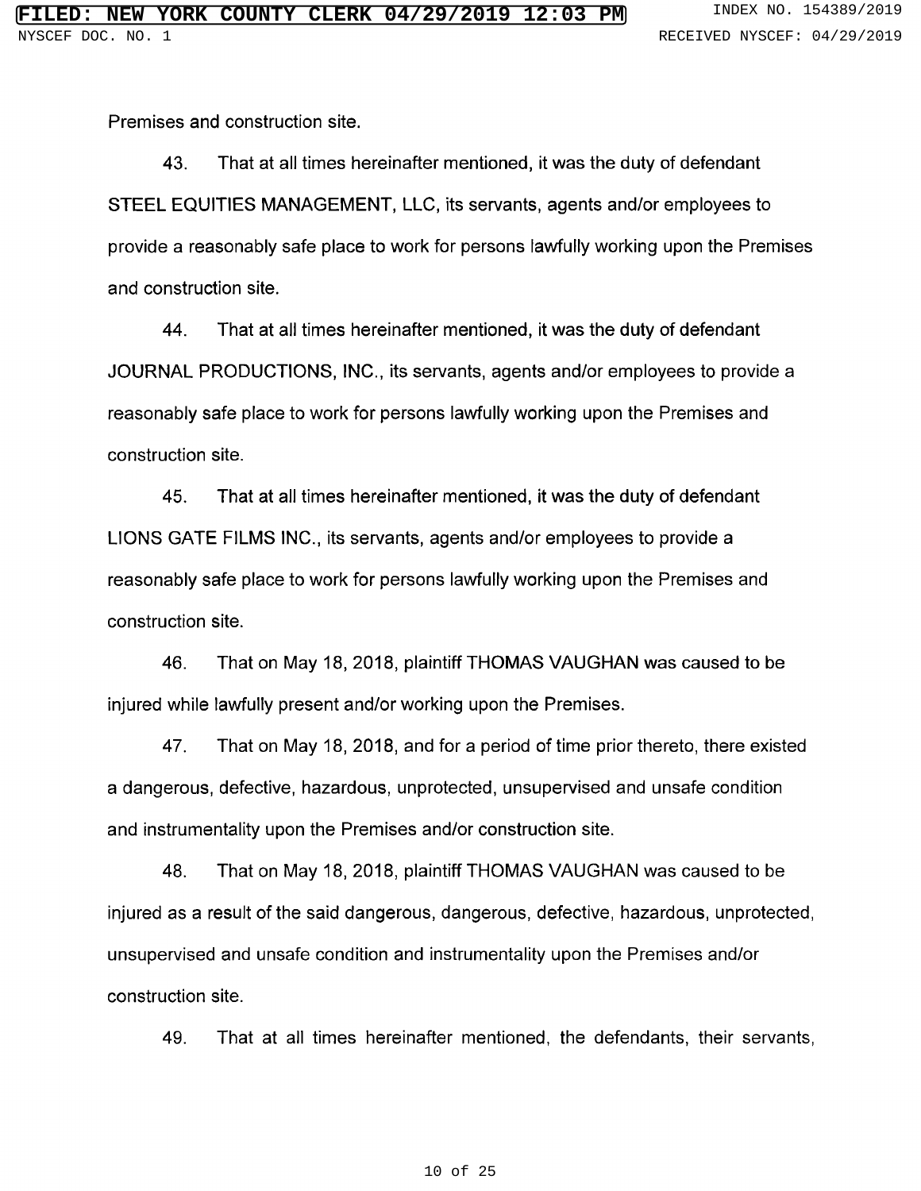Premises and construction site.

43. That at all times hereinafter mentioned, it was the duty of defendant STEEL EQUITIES MANAGEMENT, LLC, its servants, agents and/or employees to provide a reasonably safe place to work for persons lawfully working upon the Premises and construction site.

44. That at all times hereinafter mentioned, it was the duty of defendant JOURNAL PRODUCTIONS, INC., its servants, agents and/or employees to provide a reasonably safe place to work for persons lawfully working upon the Premises and construction site.

45. That at all times hereinafter mentioned, it was the duty of defendant LIONS GATE FILMS INC., its servants, agents and/or employees to provide a reasonably safe place to work for persons lawfully working upon the Premises and construction site.

46. That on May 18, 2018, plaintiff THOMAS VAUGHAN was caused to be injured while lawfully present and/or working upon the Premises.

47. That on May 18, 2018, and for a period of time prior thereto, there existed a dangerous, defective, hazardous, unprotected, unsupervised and unsafe condition and instrumentality upon the Premises and/or construction site.

48. That on May 18, 2018, plaintiff THOMAS VAUGHAN was caused to be injured as a result of the said dangerous, dangerous, defective, hazardous, unprotected, unsupervised and unsafe condition and instrumentality upon the Premises and/or construction site.

49. That at all times hereinafter mentioned, the defendants, their servants,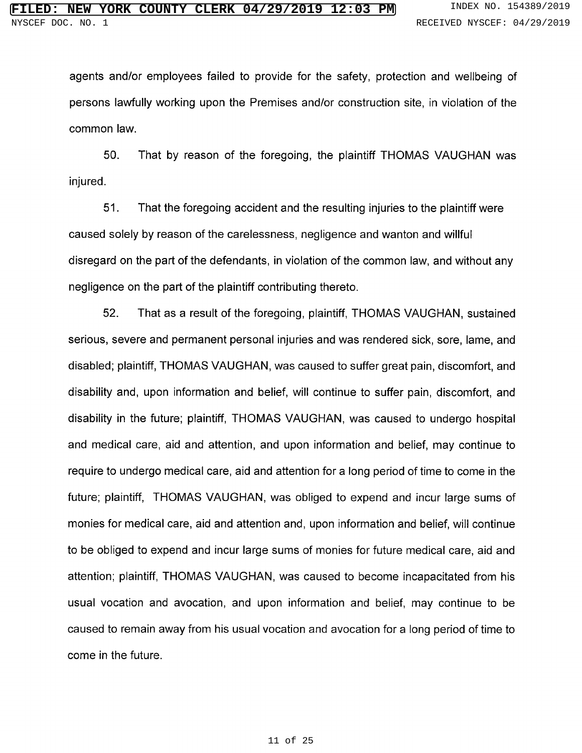agents and/or employees failed to provide for the safety, protection and wellbeing of persons lawfully working upon the Premises and/or construction site, in violation of the common law.

50. That by reason of the foregoing, the plaintiff THOMAS VAUGHAN was injured.

51. That the foregoing accident and the resulting injuries to the plaintiff were caused solely by reason of the carelessness, negligence and wanton and willful disregard on the part of the defendants, in violation of the common law, and without any negligence on the part of the plaintiff contributing thereto.

52. That as a result of the foregoing, plaintiff, THOMAS VAUGHAN, sustained serious, severe and permanent personal injuries and was rendered sick, sore, lame, and disabled; plaintiff, THOMAS VAUGHAN, was caused to suffer great pain, discomfort, and disability and, upon information and belief, will continue to suffer pain, discomfort, and disability in the future; plaintiff, THOMAS VAUGHAN, was caused to undergo hospital and medical care, aid and attention, and upon information and belief, may continue to require to undergo medical care, aid and attention for a long period of time to come in the future; plaintiff, THOMAS VAUGHAN, was obliged to expend and incur large sums of monies for medical care, aid and attention and, upon information and belief, will continue to be obliged to expend and incur large sums of monies for future medical care, aid and attention; plaintiff, THOMAS VAUGHAN, was caused to become incapacitated from his usual vocation and avocation, and upon information and belief, may continue to be caused to remain away from his usual vocation and avocation for a long period of time to come in the future.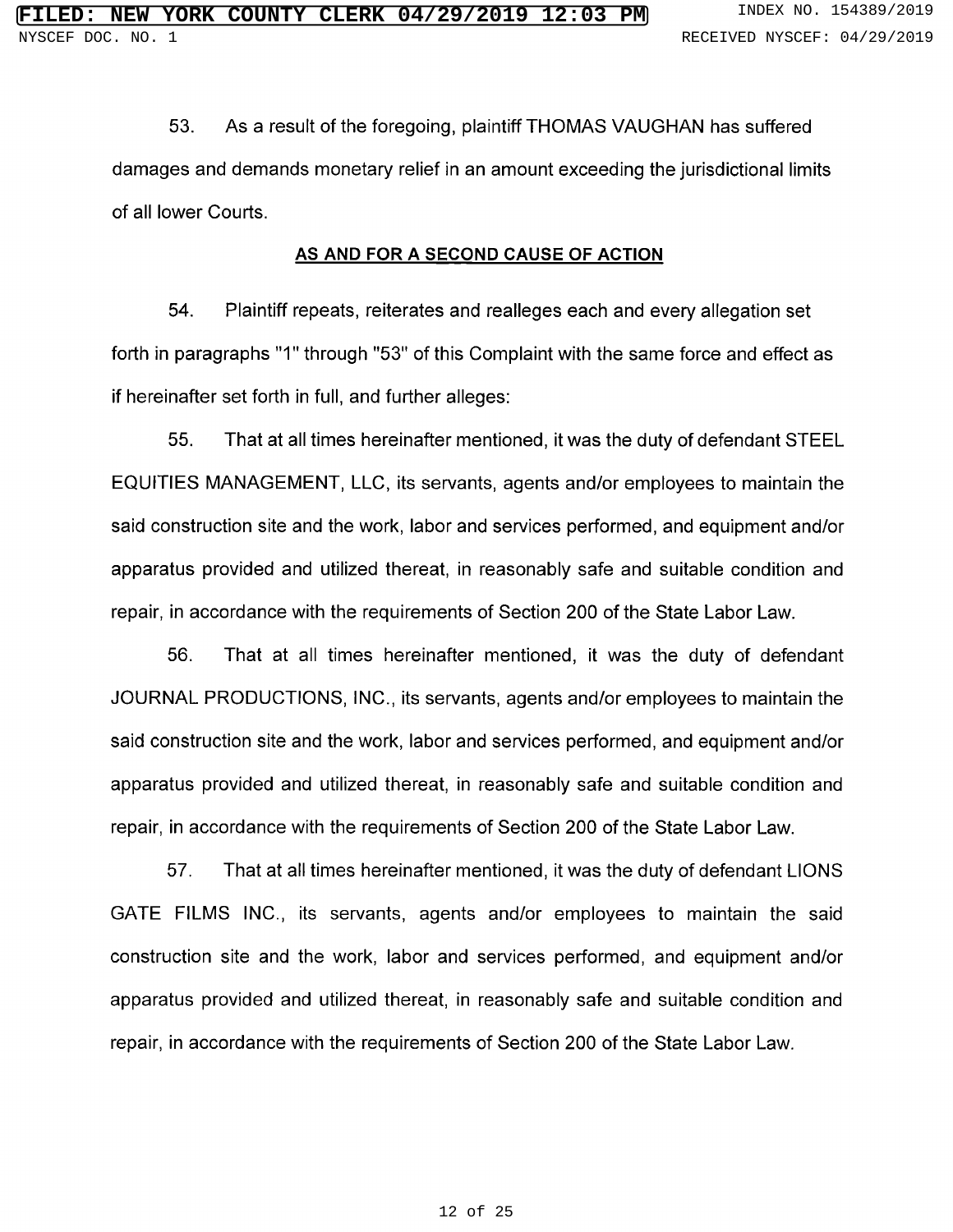53. As a result of the foregoing, plaintiff THOMAS VAUGHAN has suffered damages and demands monetary relief in an amount exceeding the jurisdictional limits of all lower Courts.

**AS AND FOR A SECOND CAUSE OF ACTION**

54. Plaintiff repeats, reiterates and realleges each and every allegation set forth in paragraphs "1" through "53" of this Complaint with the same force and effect as if hereinafter set forth in full, and further alleges:

55. That at all times hereinafter mentioned, it was the duty of defendant STEEL EQUITIES MANAGEMENT, LLC, its servants, agents and/or employees to maintain the said construction site and the work, labor and services performed, and equipment and/or apparatus provided and utilized thereat, in reasonably safe and suitable condition and repair, in accordance with the requirements of Section 200 of the State Labor Law.

56. That at all times hereinafter mentioned, it was the duty of defendant JOURNAL PRODUCTIONS, INC., its servants, agents and/or employees to maintain the said construction site and the work, labor and services performed, and equipment and/or apparatus provided and utilized thereat, in reasonably safe and suitable condition and repair, in accordance with the requirements of Section 200 of the State Labor Law.

57. That at all times hereinafter mentioned, it was the duty of defendant LIONS GATE FILMS INC., its servants, agents and/or employees to maintain the said construction site and the work, labor and services performed, and equipment and/or apparatus provided and utilized thereat, in reasonably safe and suitable condition and repair, in accordance with the requirements of Section 200 of the State Labor Law.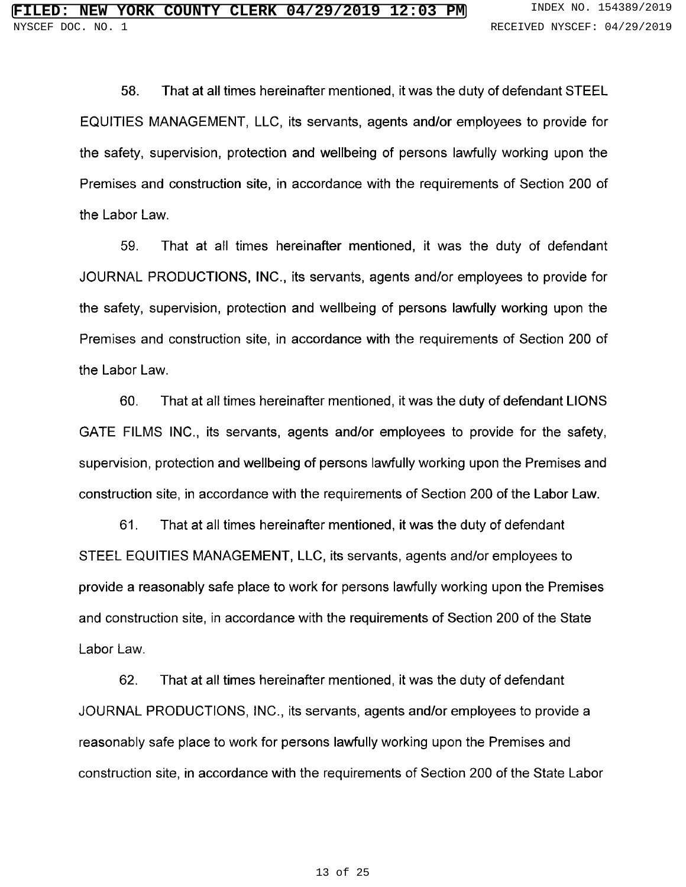58. That at all times hereinafter mentioned, it was the duty of defendant STEEL EQUITIES MANAGEMENT, LLC, its servants, agents and/or employees to provide for the safety, supervision, protection and wellbeing of persons lawfully working upon the Premises and construction site, in accordance with the requirements of Section 200 of the Labor Law.

59. That at all times hereinafter mentioned, it was the duty of defendant JOURNAL PRODUCTIONS, INC., its servants, agents and/or employees to provide for the safety, supervision, protection and wellbeing of persons lawfully working upon the Premises and construction site, in accordance with the requirements of Section 200 of the Labor Law.

60. That at all times hereinafter mentioned, it was the duty of defendant LIONS GATE FILMS INC., its servants, agents and/or employees to provide for the safety, supervision, protection and wellbeing of persons lawfully working upon the Premises and construction site, in accordance with the requirements of Section 200 of the Labor Law.

61. That at all times hereinafter mentioned, it was the duty of defendant STEEL EQUITIES MANAGEMENT, LLC, its servants, agents and/or employees to provide a reasonably safe place to work for persons lawfully working upon the Premises and construction site, in accordance with the requirements of Section 200 of the State Labor Law.

62. That at all times hereinafter mentioned, it was the duty of defendant JOURNAL PRODUCTIONS, INC., its servants, agents and/or employees to provide a reasonably safe place to work for persons lawfully working upon the Premises and construction site, in accordance with the requirements of Section 200 of the State Labor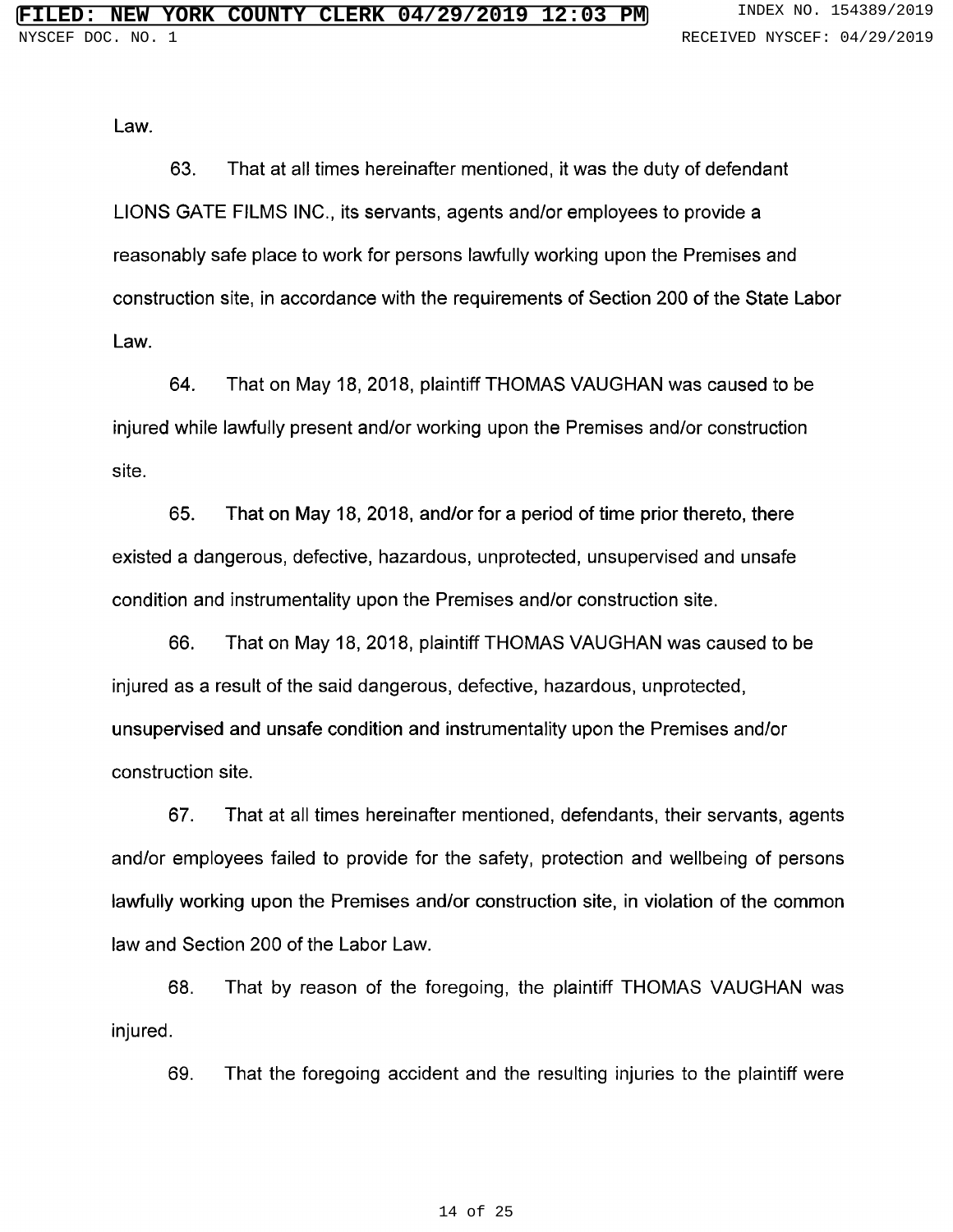Law.

63. That at all times hereinafter mentioned, it was the duty of defendant LIONS GATE FILMS INC., its servants, agents and/or employees to provide a reasonably safe place to work for persons lawfully working upon the Premises and construction site, in accordance with the requirements of Section 200 of the State Labor Law.

64. That on May 18, 2018, plaintiff THOMAS VAUGHAN was caused to be injured while lawfully present and/or working upon the Premises and/or construction site.

65. That on May 18, 2018, and/or for a period of time prior thereto, there existed a dangerous, defective, hazardous, unprotected, unsupervised and unsafe condition and instrumentality upon the Premises and/or construction site.

66. That on May 18, 2018, plaintiff THOMAS VAUGHAN was caused to be injured as a result of the said dangerous, defective, hazardous, unprotected, unsupervised and unsafe condition and instrumentality upon the Premises and/or construction site.

67. That at all times hereinafter mentioned, defendants, their servants, agents and/or employees failed to provide for the safety, protection and wellbeing of persons lawfully working upon the Premises and/or construction site, in violation of the common law and Section 200 of the Labor Law.

68. That by reason of the foregoing, the plaintiff THOMAS VAUGHAN was injured.

69. That the foregoing accident and the resulting injuries to the plaintiff were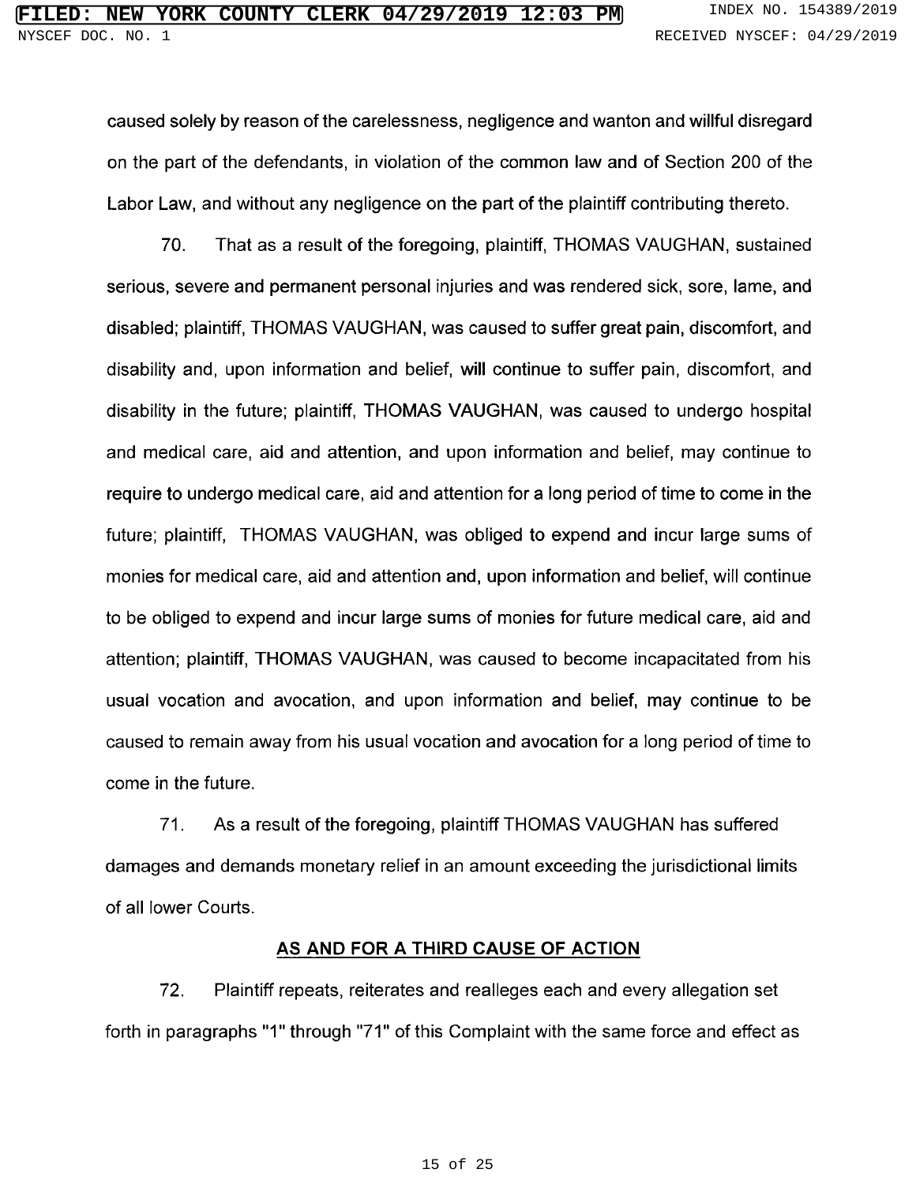caused solely by reason of the carelessness, negligence and wanton and willful disregard on the part of the defendants, in violation of the common law and of Section 200 of the Labor Law, and without any negligence on the part of the plaintiff contributing thereto.

70. That as a result of the foregoing, plaintiff, THOMAS VAUGHAN, sustained serious, severe and permanent personal injuries and was rendered sick, sore, lame, and disabled; plaintiff, THOMAS VAUGHAN, was caused to suffer great pain, discomfort, and disability and, upon information and belief, will continue to suffer pain, discomfort, and disability in the future; plaintiff, THOMAS VAUGHAN, was caused to undergo hospital and medical care, aid and attention, and upon information and belief, may continue to require to undergo medical care, aid and attention for a long period of time to come in the future; plaintiff, THOMAS VAUGHAN, was obliged to expend and incur large sums of monies for medical care, aid and attention and, upon information and belief, will continue to be obliged to expend and incur large sums of monies for future medical care, aid and attention; plaintiff, THOMAS VAUGHAN, was caused to become incapacitated from his usual vocation and avocation, and upon information and belief, may continue to be caused to remain away from his usual vocation and avocation for a long period of time to come in the future.

71. As a result of the foregoing, plaintiff THOMAS VAUGHAN has suffered damages and demands monetary relief in an amount exceeding the jurisdictional limits of all lower Courts.

## AS AND FOR A THIRD CAUSE OF ACTION

72. Plaintiff repeats, reiterates and realleges each and every allegation set forth in paragraphs "1" through "71" of this Complaint with the same force and effect as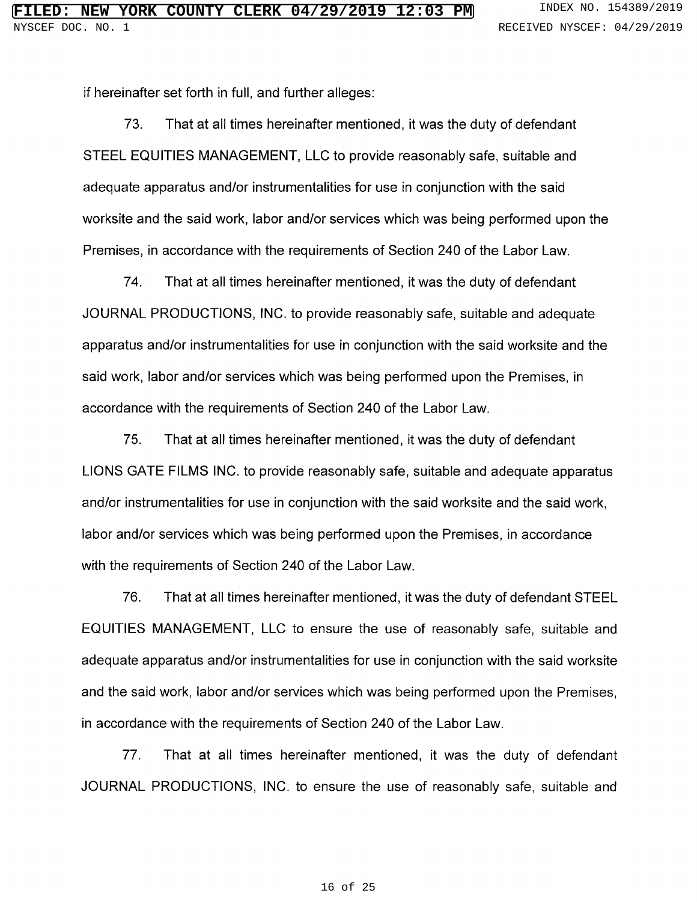if hereinafter set forth in full, and further alleges:

73. That at all times hereinafter mentioned, it was the duty of defendant STEEL EQUITIES MANAGEMENT, LLC to provide reasonably safe, suitable and adequate apparatus and/or instrumentalities for use in conjunction with the said worksite and the said work, labor and/or services which was being performed upon the Premises, in accordance with the requirements of Section 240 of the Labor Law.

74. That at all times hereinafter mentioned, it was the duty of defendant JOURNAL PRODUCTIONS, INC. to provide reasonably safe, suitable and adequate apparatus and/or instrumentalities for use in conjunction with the said worksite and the said work, labor and/or services which was being performed upon the Premises, in accordance with the requirements of Section 240 of the Labor Law.

75. That at all times hereinafter mentioned, it was the duty of defendant LIONS GATE FILMS INC. to provide reasonably safe, suitable and adequate apparatus and/or instrumentalities for use in conjunction with the said worksite and the said work, labor and/or services which was being performed upon the Premises, in accordance with the requirements of Section 240 of the Labor Law.

76. That at all times hereinafter mentioned, it was the duty of defendant STEEL EQUITIES MANAGEMENT, LLC to ensure the use of reasonably safe, suitable and adequate apparatus and/or instrumentalities for use in conjunction with the said worksite and the said work, labor and/or services which was being performed upon the Premises, in accordance with the requirements of Section 240 of the Labor Law.

77. That at all times hereinafter mentioned, it was the duty of defendant JOURNAL PRODUCTIONS, INC. to ensure the use of reasonably safe, suitable and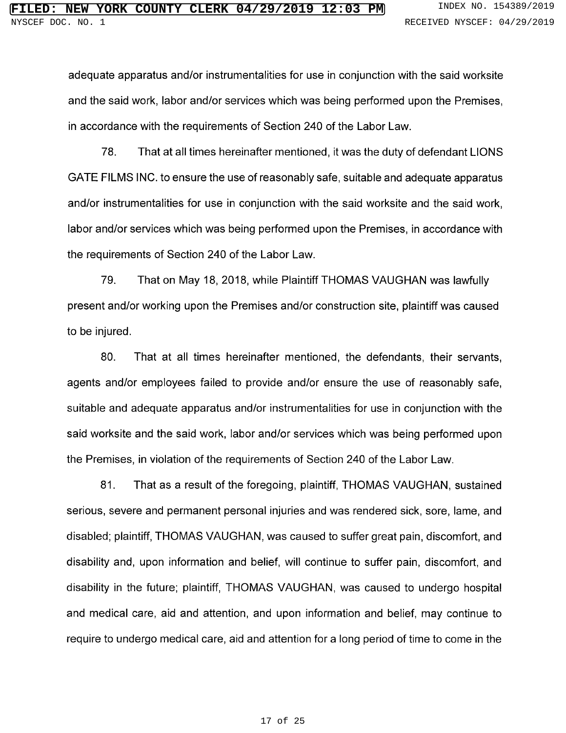adequate apparatus and/or instrumentalities for use in conjunction with the said worksite and the said work, labor and/or services which was being performed upon the Premises, in accordance with the requirements of Section 240 of the Labor Law.

78. That at all times hereinafter mentioned, it was the duty of defendant LIONS GATE FILMS INC. to ensure the use of reasonably safe, suitable and adequate apparatus and/or instrumentalities for use in conjunction with the said worksite and the said work, labor and/or services which was being performed upon the Premises, in accordance with the requirements of Section 240 of the Labor Law.

79. That on May 18, 2018, while Plaintiff THOMAS VAUGHAN was lawfully present and/or working upon the Premises and/or construction site, plaintiff was caused to be injured.

80. That at all times hereinafter mentioned, the defendants, their servants, agents and/or employees failed to provide and/or ensure the use of reasonably safe, suitable and adequate apparatus and/or instrumentalities for use in conjunction with the said worksite and the said work, labor and/or services which was being performed upon the Premises, in violation of the requirements of Section 240 of the Labor Law.

81. That as a result of the foregoing, plaintiff, THOMAS VAUGHAN, sustained serious, severe and permanent personal injuries and was rendered sick, sore, lame, and disabled; plaintiff, THOMAS VAUGHAN, was caused to suffer great pain, discomfort, and disability and, upon information and belief, will continue to suffer pain, discomfort, and disability in the future; plaintiff, THOMAS VAUGHAN, was caused to undergo hospital and medical care, aid and attention, and upon information and belief, may continue to require to undergo medical care, aid and attention for a long period of time to come in the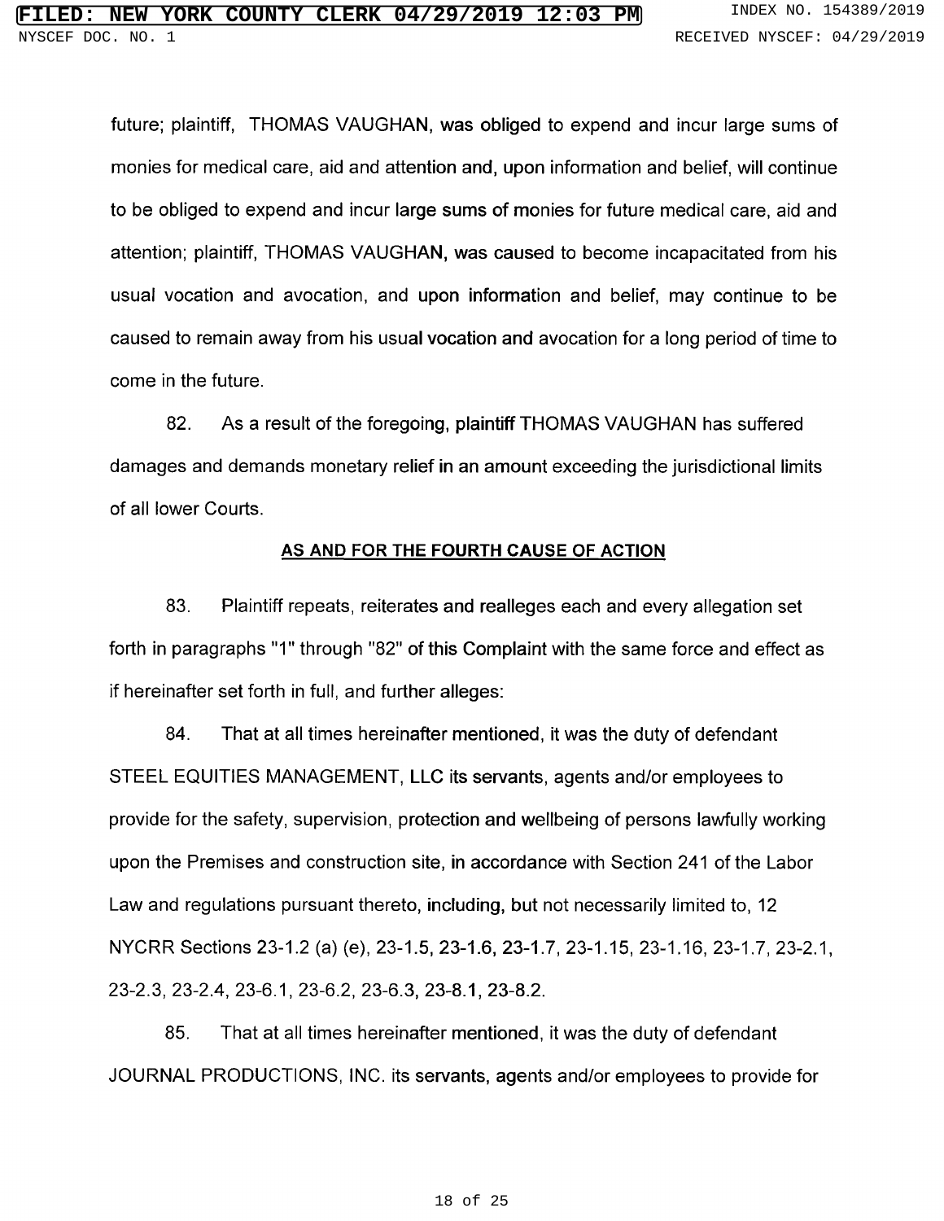future; plaintiff, THOMAS VAUGHAN, was obliged to expend and incur large sums of monies for medical care, aid and attention and, upon information and belief, will continue to be obliged to expend and incur large sums of monies for future medical care, aid and attention; plaintiff, THOMAS VAUGHAN, was caused to become incapacitated from his usual vocation and avocation, and upon information and belief, may continue to be caused to remain away from his usual vocation and avocation for a long period of time to come in the future.

82. As a result of the foregoing, plaintiff THOMAS VAUGHAN has suffered damages and demands monetary relief in an amount exceeding the jurisdictional limits of all lower Courts.

**AS AND FOR THE FOURTH CAUSE OF ACTION**

83. Plaintiff repeats, reiterates and realleges each and every allegation set forth in paragraphs "1" through "82" of this Complaint with the same force and effect as if hereinafter set forth in full, and further alleges:

84. That at all times hereinafter mentioned, it was the duty of defendant STEEL EQUITIES MANAGEMENT, LLC its servants, agents and/or employees to provide for the safety, supervision, protection and wellbeing of persons lawfully working upon the Premises and construction site, in accordance with Section 241 of the Labor Law and regulations pursuant thereto, including, but not necessarily limited to, 12 NYCRR Sections 23-1.2 (a) (e), 23-1.5, 23-1.6, 23-1.7, 23-1.15, 23-1.16, 23-1.7, 23-2.1, 23-2.3, 23-2.4, 23-6.1, 23-6.2, 23-6.3, 23-8.1, 23-8.2.

85. That at all times hereinafter mentioned, it was the duty of defendant JOURNAL PRODUCTIONS, INC. its servants, agents and/or employees to provide for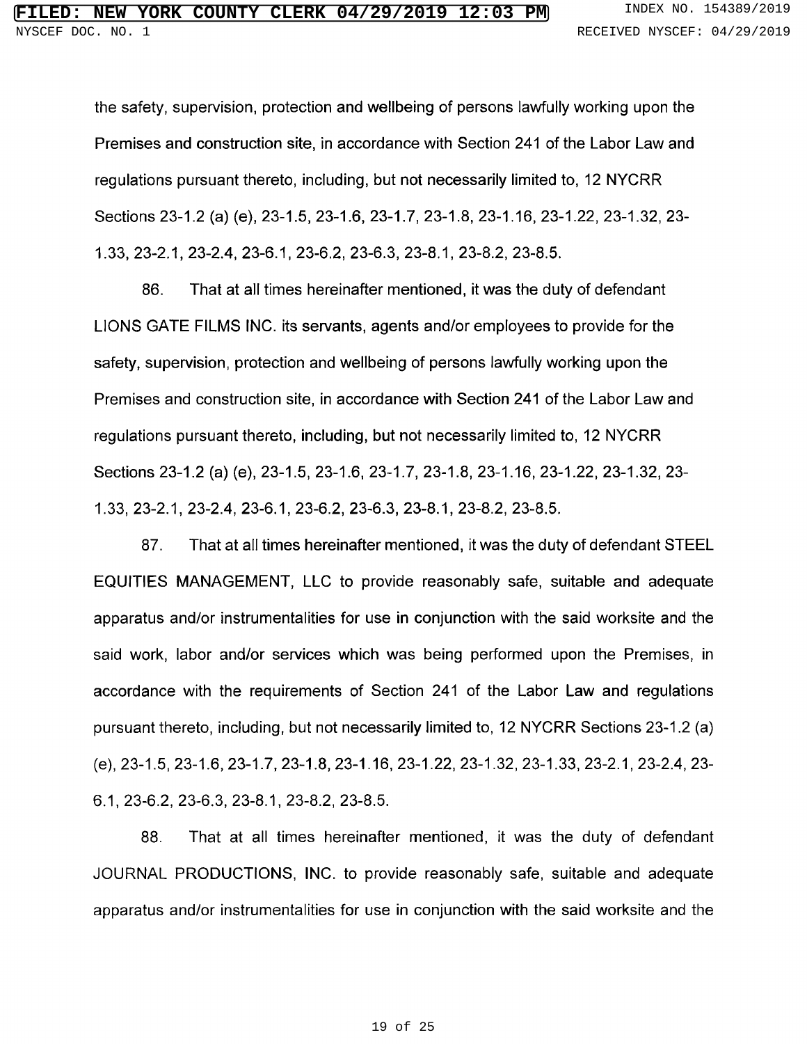the safety, supervision, protection and wellbeing of persons lawfully working upon the Premises and construction site, in accordance with Section 241 of the Labor Law and regulations pursuant thereto, including, but not necessarily limited to, 12 NYCRR Sections 23-1.2 (a) (e), 23-1.5, 23-1.6, 23-1.7, 23-1.8, 23-1.16, 23-1.22, 23-1.32, 23-1.33, 23-2.1, 23-2.4, 23-6.1, 23-6.2, 23-6.3, 23-8.1, 23-8.2, 23-8.5.

86. That at all times hereinafter mentioned, it was the duty of defendant LIONS GATE FILMS INC. its servants, agents and/or employees to provide for the safety, supervision, protection and wellbeing of persons lawfully working upon the Premises and construction site, in accordance with Section 241 of the Labor Law and regulations pursuant thereto, including, but not necessarily limited to, 12 NYCRR Sections 23-1.2 (a) (e), 23-1.5, 23-1.6, 23-1.7, 23-1.8, 23-1.16, 23-1.22, 23-1.32, 23-1.33, 23-2.1, 23-2.4, 23-6.1, 23-6.2, 23-6.3, 23-8.1, 23-8.2, 23-8.5.

87. That at all times hereinafter mentioned, it was the duty of defendant STEEL EQUITIES MANAGEMENT, LLC to provide reasonably safe, suitable and adequate apparatus and/or instrumentalities for use in conjunction with the said worksite and the said work, labor and/or services which was being performed upon the Premises, in accordance with the requirements of Section 241 of the Labor Law and regulations pursuant thereto, including, but not necessarily limited to, 12 NYCRR Sections 23-1.2 (a) (e), 23-1.5, 23-1.6, 23-1.7, 23-1.8, 23-1.16, 23-1.22, 23-1.32, 23-1.33, 23-2.1, 23-2.4, 23-6.1, 23-6.2, 23-6.3, 23-8.1, 23-8.2, 23-8.5.

88. That at all times hereinafter mentioned, it was the duty of defendant JOURNAL PRODUCTIONS, INC. to provide reasonably safe, suitable and adequate apparatus and/or instrumentalities for use in conjunction with the said worksite and the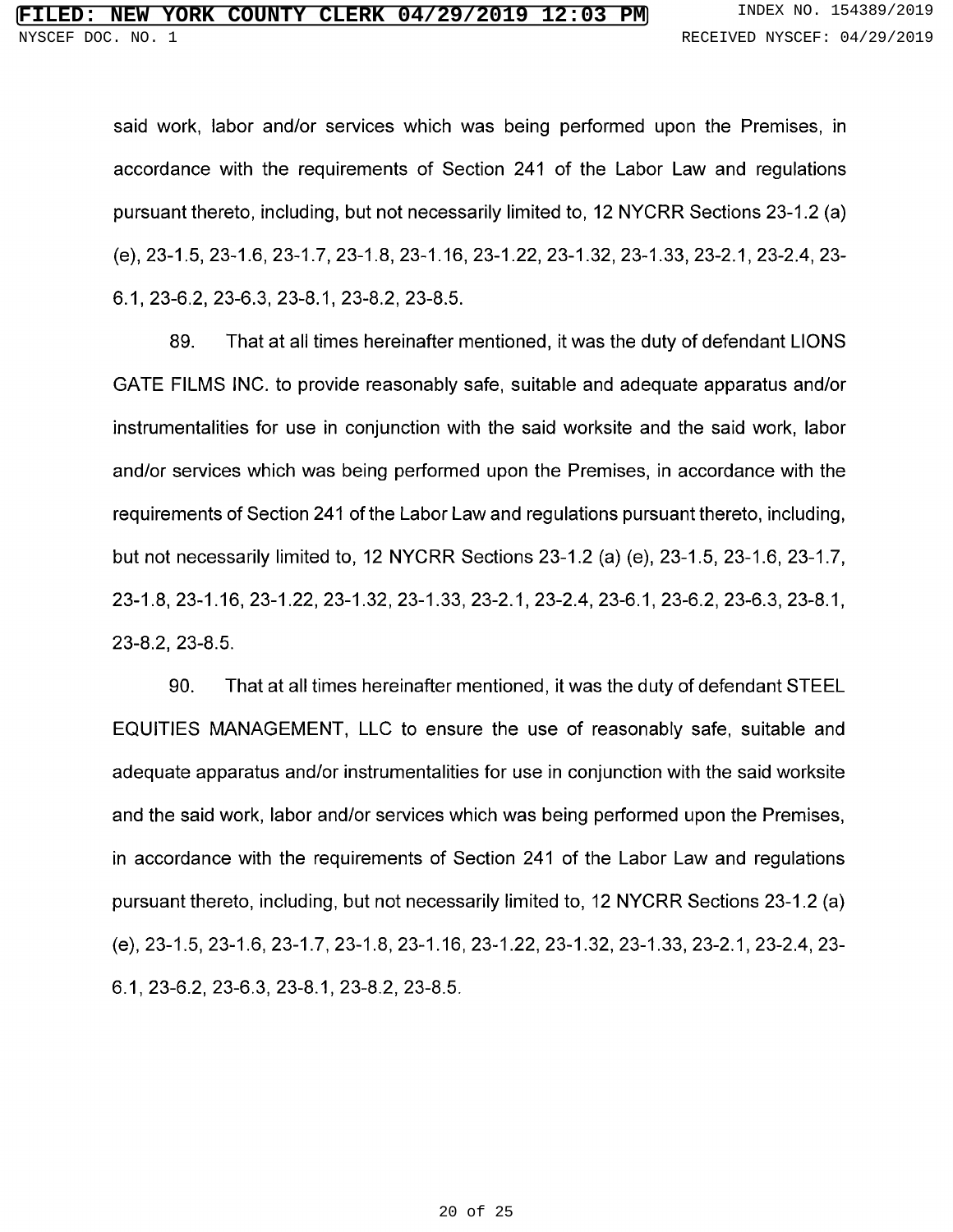said work, labor and/or services which was being performed upon the Premises, in accordance with the requirements of Section 241 of the Labor Law and regulations pursuant thereto, including, but not necessarily limited to, 12 NYCRR Sections 23-1.2 (a) (e), 23-1.5, 23-1.6, 23-1.7, 23-1.8, 23-1.16, 23-1.22, 23-1.32, 23-1.33, 23-2.1, 23-2.4, 23-6.1, 23-6.2, 23-6.3, 23-8.1, 23-8.2, 23-8.5.

89. That at all times hereinafter mentioned, it was the duty of defendant LIONS GATE FILMS INC. to provide reasonably safe, suitable and adequate apparatus and/or instrumentalities for use in conjunction with the said worksite and the said work, labor and/or services which was being performed upon the Premises, in accordance with the requirements of Section 241 of the Labor Law and regulations pursuant thereto, including, but not necessarily limited to, 12 NYCRR Sections 23-1.2 (a) (e), 23-1.5, 23-1.6, 23-1.7, 23-1.8, 23-1.16, 23-1.22, 23-1.32, 23-1.33, 23-2.1, 23-2.4, 23-6.1, 23-6.2, 23-6.3, 23-8.1, 23-8.2, 23-8.5.

90. That at all times hereinafter mentioned, it was the duty of defendant STEEL EQUITIES MANAGEMENT, LLC to ensure the use of reasonably safe, suitable and adequate apparatus and/or instrumentalities for use in conjunction with the said worksite and the said work, labor and/or services which was being performed upon the Premises, in accordance with the requirements of Section 241 of the Labor Law and regulations pursuant thereto, including, but not necessarily limited to, 12 NYCRR Sections 23-1.2 (a) (e), 23-1.5, 23-1.6, 23-1.7, 23-1.8, 23-1.16, 23-1.22, 23-1.32, 23-1.33, 23-2.1, 23-2.4, 23-6.1, 23-6.2, 23-6.3, 23-8.1, 23-8.2, 23-8.5.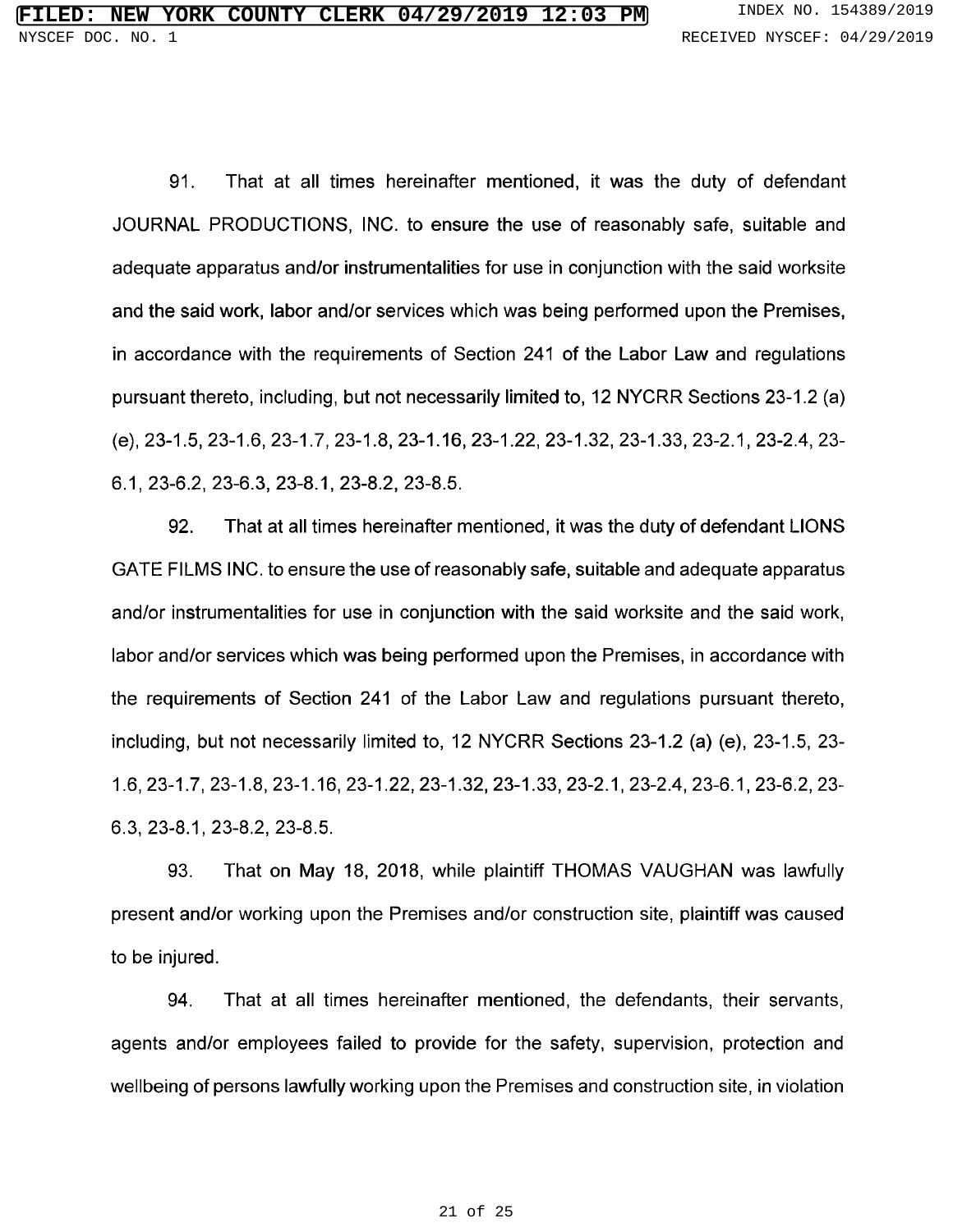91. That at all times hereinafter mentioned, it was the duty of defendant JOURNAL PRODUCTIONS, INC. to ensure the use of reasonably safe, suitable and adequate apparatus and/or instrumentalities for use in conjunction with the said worksite and the said work, labor and/or services which was being performed upon the Premises, in accordance with the requirements of Section 241 of the Labor Law and regulations pursuant thereto, including, but not necessarily limited to, 12 NYCRR Sections 23-1.2 (a) (e), 23-1.5, 23-1.6, 23-1.7, 23-1.8, 23-1.16, 23-1.22, 23-1.32, 23-1.33, 23-2.1, 23-2.4, 23-6.1, 23-6.2, 23-6.3, 23-8.1, 23-8.2, 23-8.5.

92. That at all times hereinafter mentioned, it was the duty of defendant LIONS GATE FILMS INC. to ensure the use of reasonably safe, suitable and adequate apparatus and/or instrumentalities for use in conjunction with the said worksite and the said work, labor and/or services which was being performed upon the Premises, in accordance with the requirements of Section 241 of the Labor Law and regulations pursuant thereto, including, but not necessarily limited to, 12 NYCRR Sections 23-1.2 (a) (e), 23-1.5, 23-1.6, 23-1.7, 23-1.8, 23-1.16, 23-1.22, 23-1.32, 23-1.33, 23-2.1, 23-2.4, 23-6.1, 23-6.2, 23-6.3, 23-8.1, 23-8.2, 23-8.5.

93. That on May 18, 2018, while plaintiff THOMAS VAUGHAN was lawfully present and/or working upon the Premises and/or construction site, plaintiff was caused to be injured.

94. That at all times hereinafter mentioned, the defendants, their servants, agents and/or employees failed to provide for the safety, supervision, protection and wellbeing of persons lawfully working upon the Premises and construction site, in violation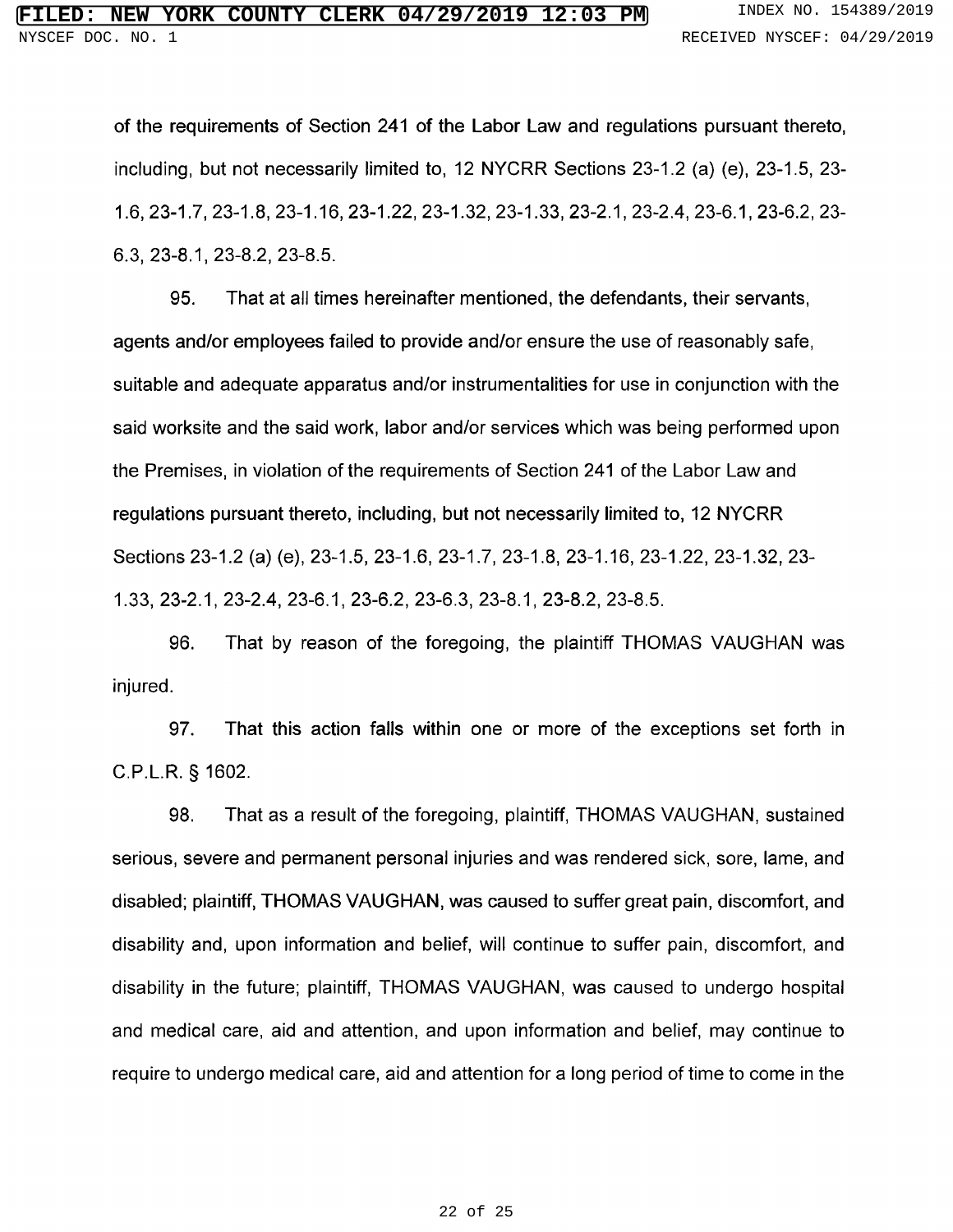of the requirements of Section 241 of the Labor Law and regulations pursuant thereto, including, but not necessarily limited to, 12 NYCRR Sections 23-1.2 (a) (e), 23-1.5, 23-1.6, 23-1.7, 23-1.8, 23-1.16, 23-1.22, 23-1.32, 23-1.33, 23-2.1, 23-2.4, 23-6.1, 23-6.2, 23-6.3, 23-8.1, 23-8.2, 23-8.5.

95. That at all times hereinafter mentioned, the defendants, their servants, agents and/or employees failed to provide and/or ensure the use of reasonably safe, suitable and adequate apparatus and/or instrumentalities for use in conjunction with the said worksite and the said work, labor and/or services which was being performed upon the Premises, in violation of the requirements of Section 241 of the Labor Law and regulations pursuant thereto, including, but not necessarily limited to, 12 NYCRR Sections 23-1.2 (a) (e), 23-1.5, 23-1.6, 23-1.7, 23-1.8, 23-1.16, 23-1.22, 23-1.32, 23-1.33, 23-2.1, 23-2.4, 23-6.1, 23-6.2, 23-6.3, 23-8.1, 23-8.2, 23-8.5.

96. That by reason of the foregoing, the plaintiff THOMAS VAUGHAN was injured.

97. That this action falls within one or more of the exceptions set forth in C.P.L.R. § 1602.

98. That as a result of the foregoing, plaintiff, THOMAS VAUGHAN, sustained serious, severe and permanent personal injuries and was rendered sick, sore, lame, and disabled; plaintiff, THOMAS VAUGHAN, was caused to suffer great pain, discomfort, and disability and, upon information and belief, will continue to suffer pain, discomfort, and disability in the future; plaintiff, THOMAS VAUGHAN, was caused to undergo hospital and medical care, aid and attention, and upon information and belief, may continue to require to undergo medical care, aid and attention for a long period of time to come in the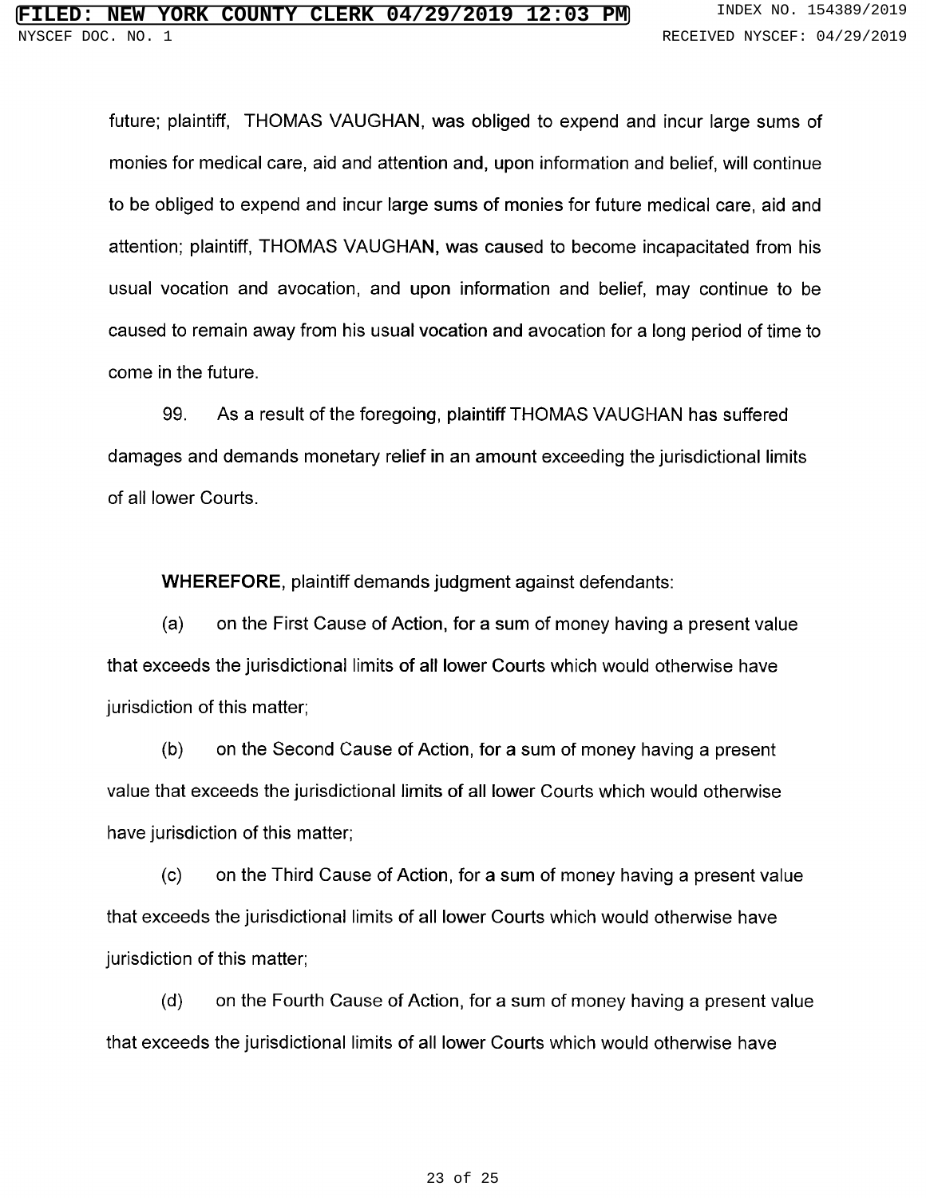future; plaintiff, THOMAS VAUGHAN, was obliged to expend and incur large sums of monies for medical care, aid and attention and, upon information and belief, will continue to be obliged to expend and incur large sums of monies for future medical care, aid and attention; plaintiff, THOMAS VAUGHAN, was caused to become incapacitated from his usual vocation and avocation, and upon information and belief, may continue to be caused to remain away from his usual vocation and avocation for a long period of time to come in the future.

99. As a result of the foregoing, plaintiff THOMAS VAUGHAN has suffered damages and demands monetary relief in an amount exceeding the jurisdictional limits of all lower Courts.

**WHEREFORE**, plaintiff demands judgment against defendants:

(a) on the First Cause of Action, for a sum of money having a present value that exceeds the jurisdictional limits of all lower Courts which would otherwise have jurisdiction of this matter;

(b) on the Second Cause of Action, for a sum of money having a present value that exceeds the jurisdictional limits of all lower Courts which would otherwise have jurisdiction of this matter;

(c) on the Third Cause of Action, for a sum of money having a present value that exceeds the jurisdictional limits of all lower Courts which would otherwise have jurisdiction of this matter;

(d) on the Fourth Cause of Action, for a sum of money having a present value that exceeds the jurisdictional limits of all lower Courts which would otherwise have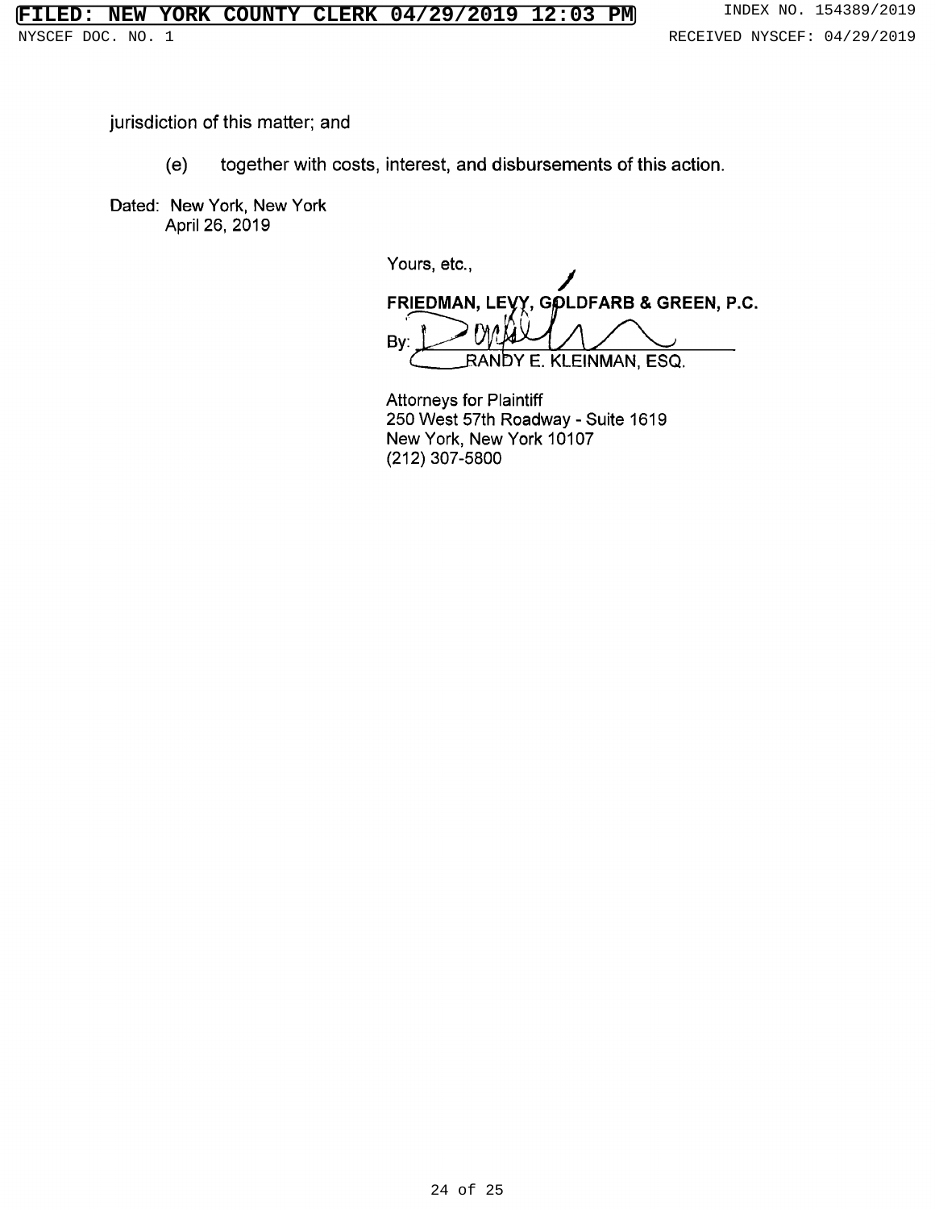jurisdiction of this matter; and

(e) together with costs, interest, and disbursements of this action.

Dated: New York, New York
April 26, 2019

Yours, etc.,

**FRIEDMAN, LEVY, GOLDFARB & GREEN, P.C.**

By: ______________________________
RANDY E. KLEINMAN, ESQ.

Attorneys for Plaintiff
250 West 57th Roadway - Suite 1619
New York, New York 10107
(212) 307-5800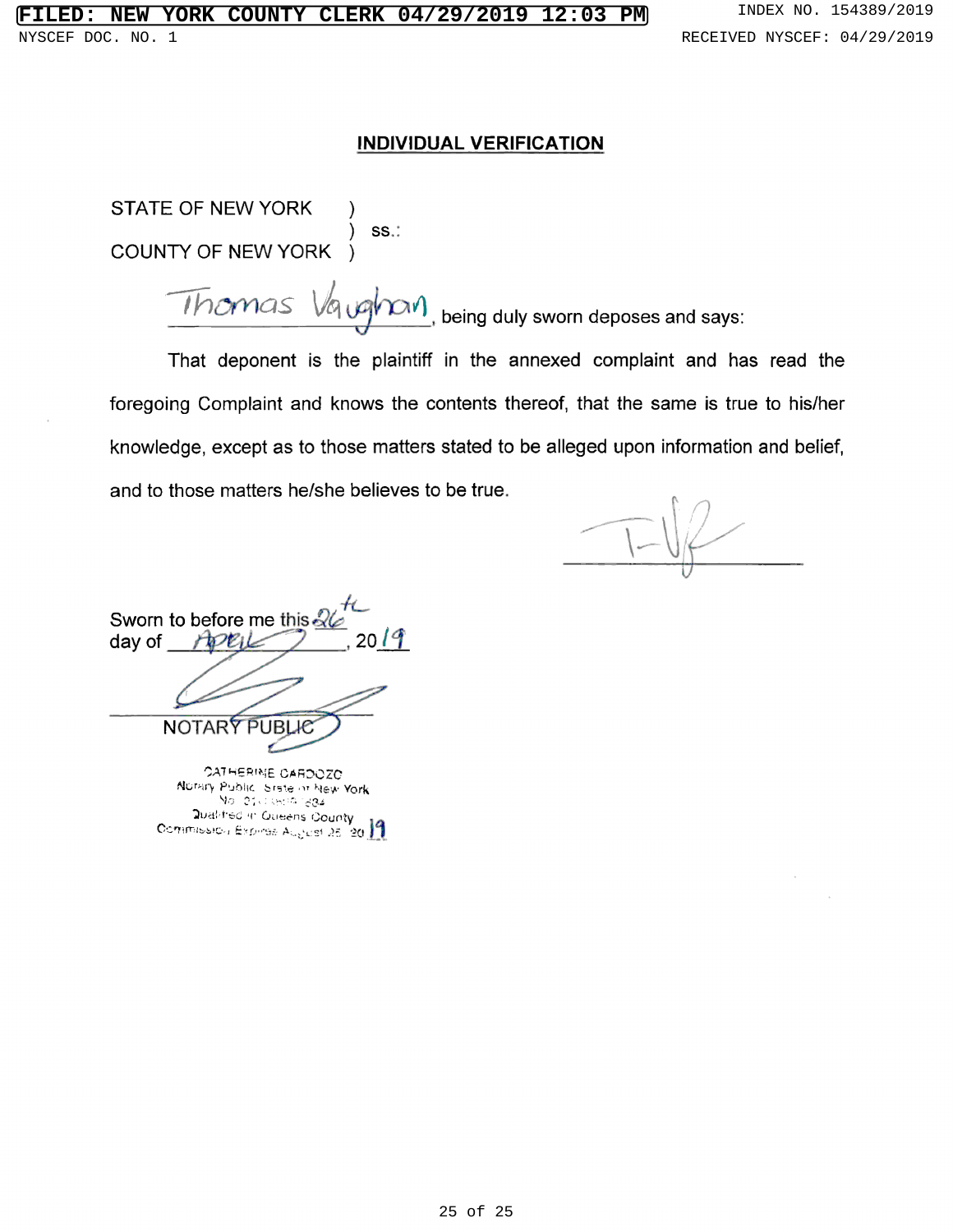## INDIVIDUAL VERIFICATION

STATE OF NEW YORK )
) ss.:
COUNTY OF NEW YORK )

Thomas Vaughan, being duly sworn deposes and says:

That deponent is the plaintiff in the annexed complaint and has read the foregoing Complaint and knows the contents thereof, that the same is true to his/her knowledge, except as to those matters stated to be alleged upon information and belief, and to those matters he/she believes to be true.

Sworn to before me this 26th
day of April, 2019

NOTARY PUBLIC

CATHERINE CARDOZO
Notary Public State of New York
No. 01...634
Qualified in Queens County
Commission Expires August 25, 2019